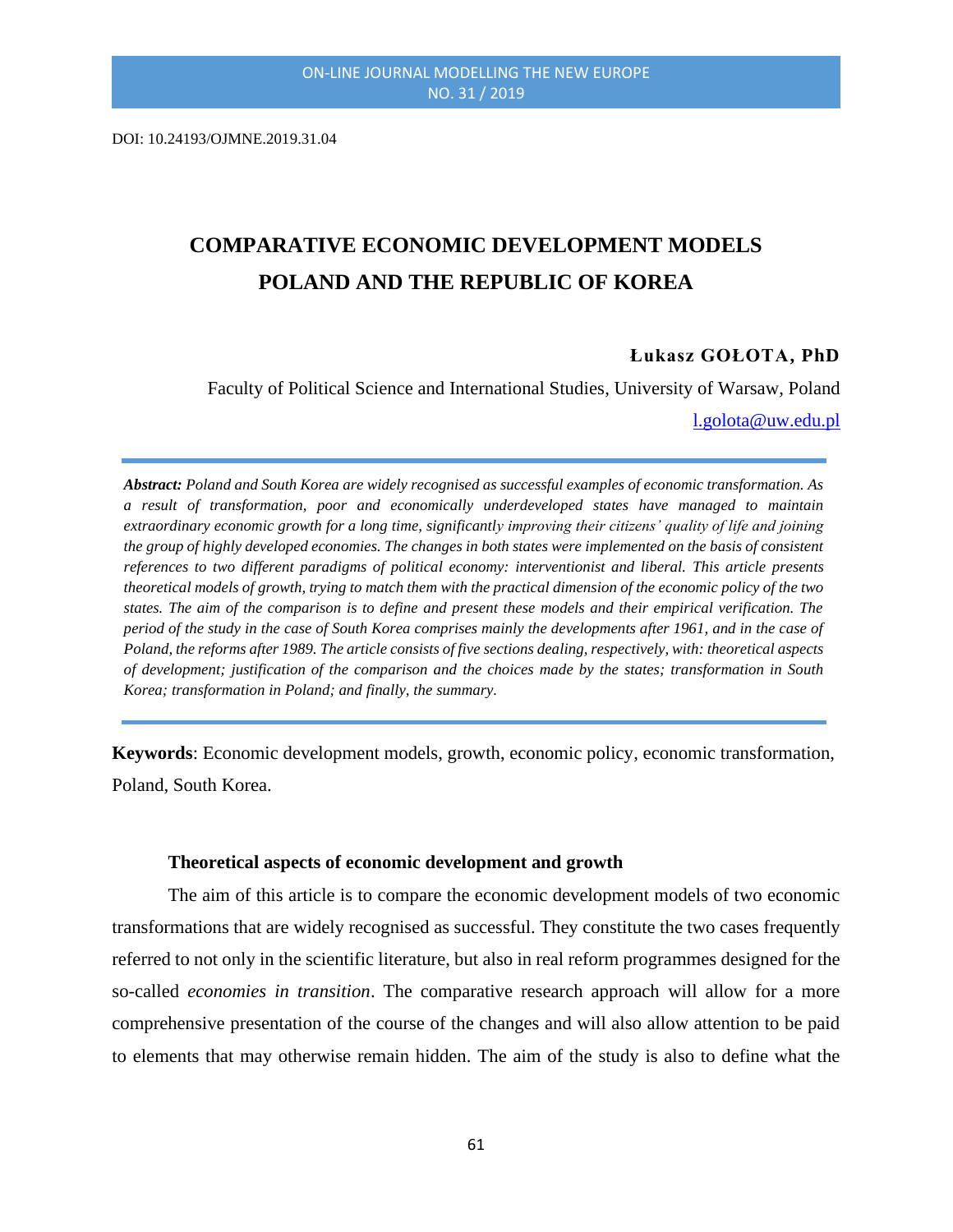DOI: 10.24193/OJMNE.2019.31.04

# COMPARATIVE ECONOMIC DEVELOPMENT MODELS POLAND AND THE REPUBLIC OF KOREA

**Łukasz GOŁOTA, PhD**

Faculty of Political Science and International Studies, University of Warsaw, Poland

l.golota@uw.edu.pl

***Abstract:*** *Poland and South Korea are widely recognised as successful examples of economic transformation. As a result of transformation, poor and economically underdeveloped states have managed to maintain extraordinary economic growth for a long time, significantly improving their citizens' quality of life and joining the group of highly developed economies. The changes in both states were implemented on the basis of consistent references to two different paradigms of political economy: interventionist and liberal. This article presents theoretical models of growth, trying to match them with the practical dimension of the economic policy of the two states. The aim of the comparison is to define and present these models and their empirical verification. The period of the study in the case of South Korea comprises mainly the developments after 1961, and in the case of Poland, the reforms after 1989. The article consists of five sections dealing, respectively, with: theoretical aspects of development; justification of the comparison and the choices made by the states; transformation in South Korea; transformation in Poland; and finally, the summary.*

**Keywords**: Economic development models, growth, economic policy, economic transformation, Poland, South Korea.

## Theoretical aspects of economic development and growth

The aim of this article is to compare the economic development models of two economic transformations that are widely recognised as successful. They constitute the two cases frequently referred to not only in the scientific literature, but also in real reform programmes designed for the so-called *economies in transition*. The comparative research approach will allow for a more comprehensive presentation of the course of the changes and will also allow attention to be paid to elements that may otherwise remain hidden. The aim of the study is also to define what the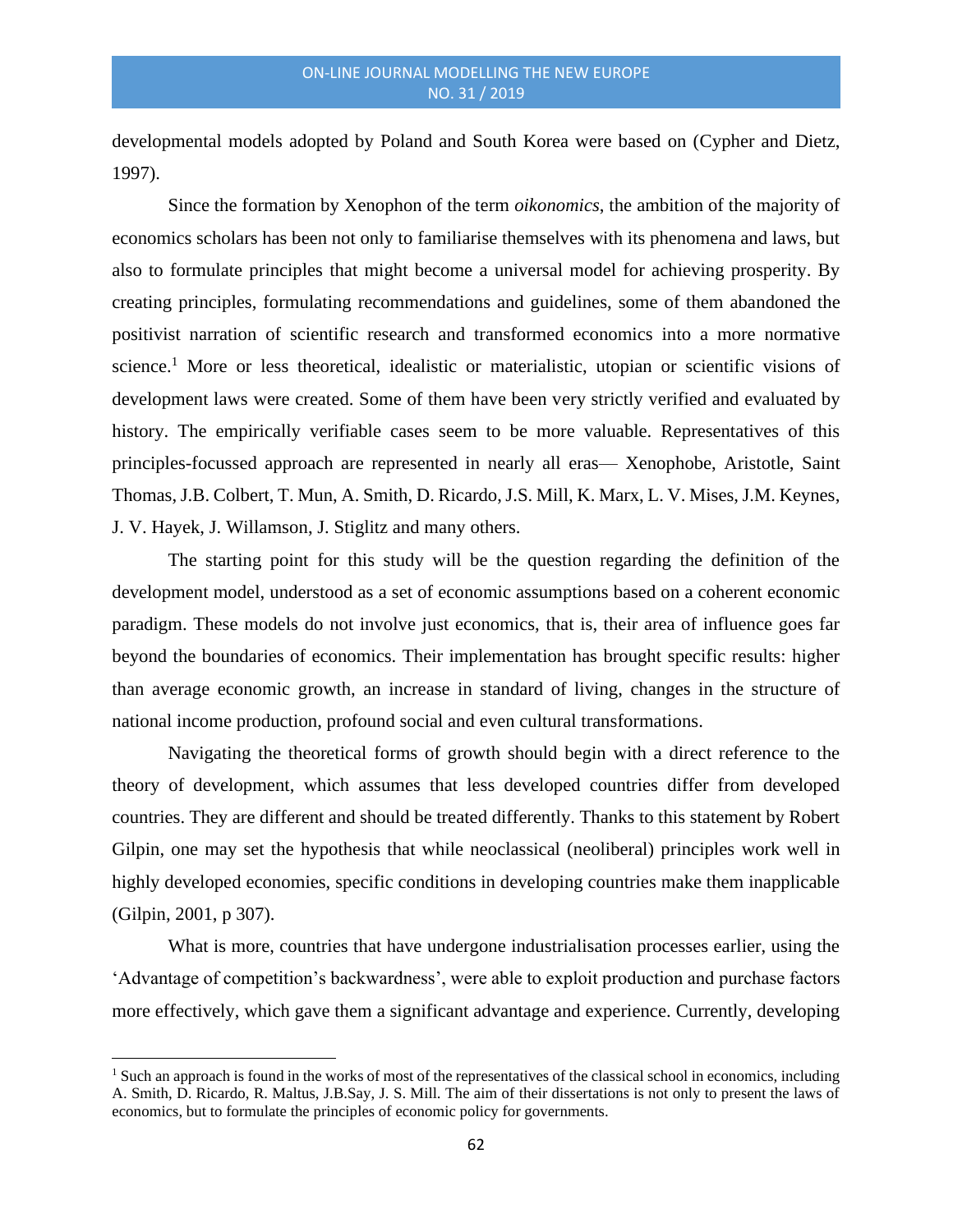developmental models adopted by Poland and South Korea were based on (Cypher and Dietz, 1997).

Since the formation by Xenophon of the term *oikonomics*, the ambition of the majority of economics scholars has been not only to familiarise themselves with its phenomena and laws, but also to formulate principles that might become a universal model for achieving prosperity. By creating principles, formulating recommendations and guidelines, some of them abandoned the positivist narration of scientific research and transformed economics into a more normative science.[1] More or less theoretical, idealistic or materialistic, utopian or scientific visions of development laws were created. Some of them have been very strictly verified and evaluated by history. The empirically verifiable cases seem to be more valuable. Representatives of this principles-focussed approach are represented in nearly all eras— Xenophobe, Aristotle, Saint Thomas, J.B. Colbert, T. Mun, A. Smith, D. Ricardo, J.S. Mill, K. Marx, L. V. Mises, J.M. Keynes, J. V. Hayek, J. Willamson, J. Stiglitz and many others.

The starting point for this study will be the question regarding the definition of the development model, understood as a set of economic assumptions based on a coherent economic paradigm. These models do not involve just economics, that is, their area of influence goes far beyond the boundaries of economics. Their implementation has brought specific results: higher than average economic growth, an increase in standard of living, changes in the structure of national income production, profound social and even cultural transformations.

Navigating the theoretical forms of growth should begin with a direct reference to the theory of development, which assumes that less developed countries differ from developed countries. They are different and should be treated differently. Thanks to this statement by Robert Gilpin, one may set the hypothesis that while neoclassical (neoliberal) principles work well in highly developed economies, specific conditions in developing countries make them inapplicable (Gilpin, 2001, p 307).

What is more, countries that have undergone industrialisation processes earlier, using the 'Advantage of competition's backwardness', were able to exploit production and purchase factors more effectively, which gave them a significant advantage and experience. Currently, developing

---

[1] Such an approach is found in the works of most of the representatives of the classical school in economics, including A. Smith, D. Ricardo, R. Maltus, J.B.Say, J. S. Mill. The aim of their dissertations is not only to present the laws of economics, but to formulate the principles of economic policy for governments.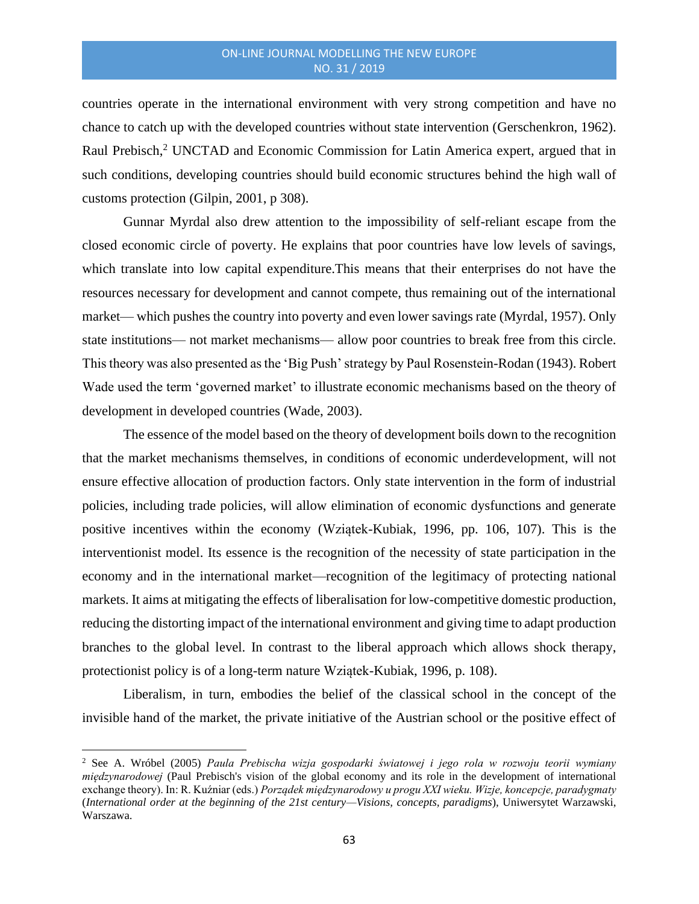countries operate in the international environment with very strong competition and have no chance to catch up with the developed countries without state intervention (Gerschenkron, 1962). Raul Prebisch,[2] UNCTAD and Economic Commission for Latin America expert, argued that in such conditions, developing countries should build economic structures behind the high wall of customs protection (Gilpin, 2001, p 308).

Gunnar Myrdal also drew attention to the impossibility of self-reliant escape from the closed economic circle of poverty. He explains that poor countries have low levels of savings, which translate into low capital expenditure.This means that their enterprises do not have the resources necessary for development and cannot compete, thus remaining out of the international market— which pushes the country into poverty and even lower savings rate (Myrdal, 1957). Only state institutions— not market mechanisms— allow poor countries to break free from this circle. This theory was also presented as the 'Big Push' strategy by Paul Rosenstein-Rodan (1943). Robert Wade used the term 'governed market' to illustrate economic mechanisms based on the theory of development in developed countries (Wade, 2003).

The essence of the model based on the theory of development boils down to the recognition that the market mechanisms themselves, in conditions of economic underdevelopment, will not ensure effective allocation of production factors. Only state intervention in the form of industrial policies, including trade policies, will allow elimination of economic dysfunctions and generate positive incentives within the economy (Wziątek-Kubiak, 1996, pp. 106, 107). This is the interventionist model. Its essence is the recognition of the necessity of state participation in the economy and in the international market—recognition of the legitimacy of protecting national markets. It aims at mitigating the effects of liberalisation for low-competitive domestic production, reducing the distorting impact of the international environment and giving time to adapt production branches to the global level. In contrast to the liberal approach which allows shock therapy, protectionist policy is of a long-term nature Wziątek-Kubiak, 1996, p. 108).

Liberalism, in turn, embodies the belief of the classical school in the concept of the invisible hand of the market, the private initiative of the Austrian school or the positive effect of

---

[2] See A. Wróbel (2005) *Paula Prebischa wizja gospodarki światowej i jego rola w rozwoju teorii wymiany międzynarodowej* (Paul Prebisch's vision of the global economy and its role in the development of international exchange theory). In: R. Kuźniar (eds.) *Porządek międzynarodowy u progu XXI wieku. Wizje, koncepcje, paradygmaty* (*International order at the beginning of the 21st century—Visions, concepts, paradigms*), Uniwersytet Warzawski, Warszawa.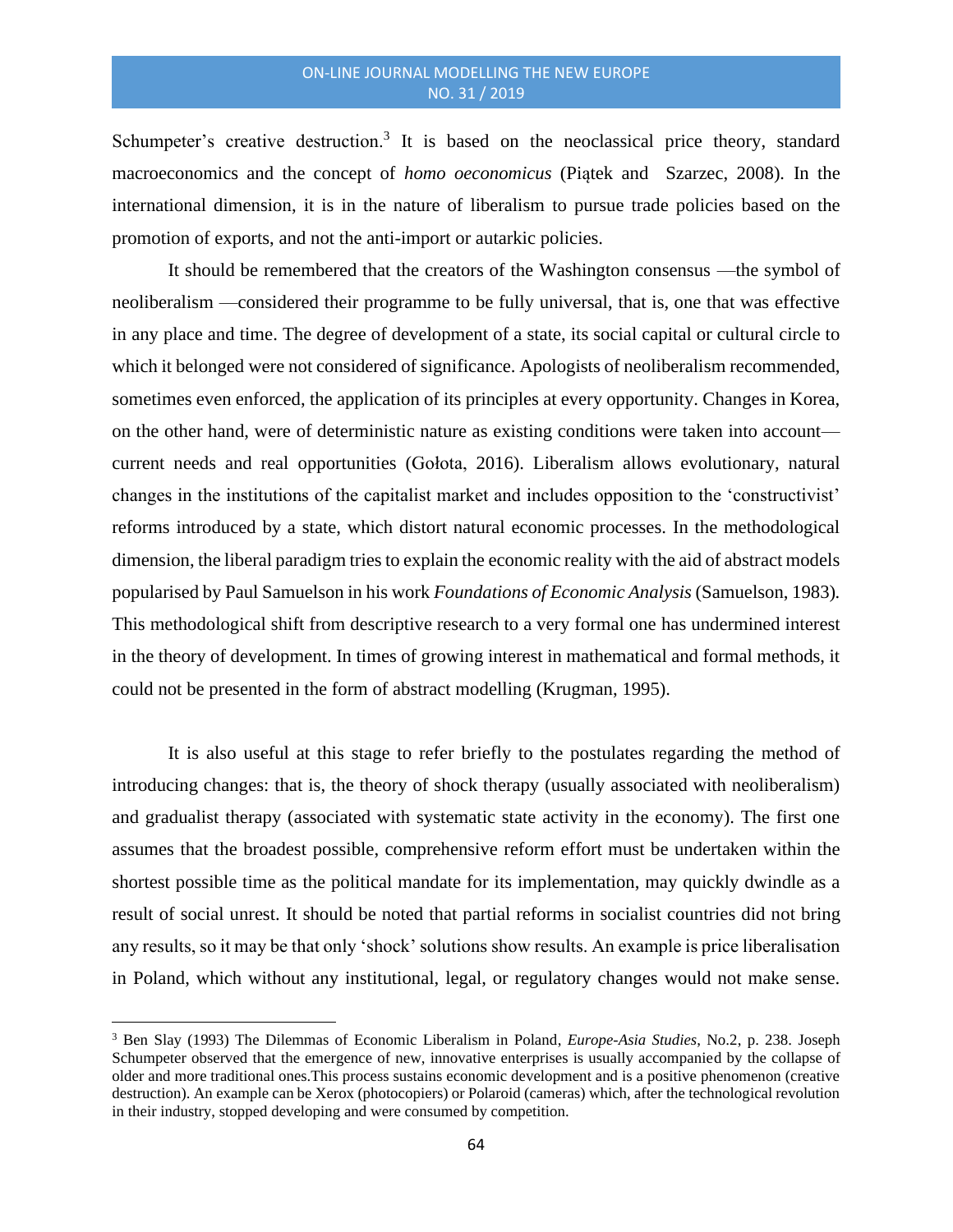Schumpeter's creative destruction.[3] It is based on the neoclassical price theory, standard macroeconomics and the concept of *homo oeconomicus* (Piątek and Szarzec, 2008). In the international dimension, it is in the nature of liberalism to pursue trade policies based on the promotion of exports, and not the anti-import or autarkic policies.

It should be remembered that the creators of the Washington consensus —the symbol of neoliberalism —considered their programme to be fully universal, that is, one that was effective in any place and time. The degree of development of a state, its social capital or cultural circle to which it belonged were not considered of significance. Apologists of neoliberalism recommended, sometimes even enforced, the application of its principles at every opportunity. Changes in Korea, on the other hand, were of deterministic nature as existing conditions were taken into account—current needs and real opportunities (Gołota, 2016). Liberalism allows evolutionary, natural changes in the institutions of the capitalist market and includes opposition to the 'constructivist' reforms introduced by a state, which distort natural economic processes. In the methodological dimension, the liberal paradigm tries to explain the economic reality with the aid of abstract models popularised by Paul Samuelson in his work *Foundations of Economic Analysis* (Samuelson, 1983). This methodological shift from descriptive research to a very formal one has undermined interest in the theory of development. In times of growing interest in mathematical and formal methods, it could not be presented in the form of abstract modelling (Krugman, 1995).

It is also useful at this stage to refer briefly to the postulates regarding the method of introducing changes: that is, the theory of shock therapy (usually associated with neoliberalism) and gradualist therapy (associated with systematic state activity in the economy). The first one assumes that the broadest possible, comprehensive reform effort must be undertaken within the shortest possible time as the political mandate for its implementation, may quickly dwindle as a result of social unrest. It should be noted that partial reforms in socialist countries did not bring any results, so it may be that only 'shock' solutions show results. An example is price liberalisation in Poland, which without any institutional, legal, or regulatory changes would not make sense.

---

[3] Ben Slay (1993) The Dilemmas of Economic Liberalism in Poland, *Europe-Asia Studies*, No.2, p. 238. Joseph Schumpeter observed that the emergence of new, innovative enterprises is usually accompanied by the collapse of older and more traditional ones.This process sustains economic development and is a positive phenomenon (creative destruction). An example can be Xerox (photocopiers) or Polaroid (cameras) which, after the technological revolution in their industry, stopped developing and were consumed by competition.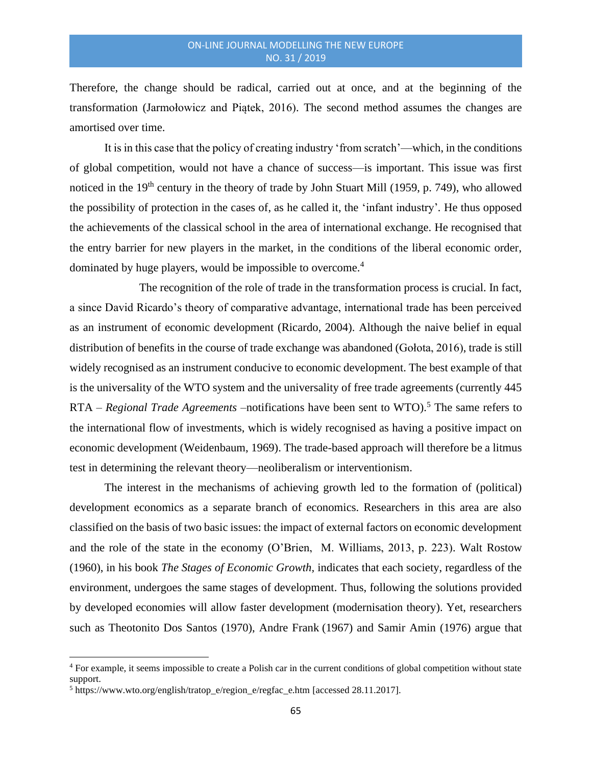Therefore, the change should be radical, carried out at once, and at the beginning of the transformation (Jarmołowicz and Piątek, 2016). The second method assumes the changes are amortised over time.

It is in this case that the policy of creating industry 'from scratch'—which, in the conditions of global competition, would not have a chance of success—is important. This issue was first noticed in the 19th century in the theory of trade by John Stuart Mill (1959, p. 749), who allowed the possibility of protection in the cases of, as he called it, the 'infant industry'. He thus opposed the achievements of the classical school in the area of international exchange. He recognised that the entry barrier for new players in the market, in the conditions of the liberal economic order, dominated by huge players, would be impossible to overcome.[4]

The recognition of the role of trade in the transformation process is crucial. In fact, a since David Ricardo's theory of comparative advantage, international trade has been perceived as an instrument of economic development (Ricardo, 2004). Although the naive belief in equal distribution of benefits in the course of trade exchange was abandoned (Gołota, 2016), trade is still widely recognised as an instrument conducive to economic development. The best example of that is the universality of the WTO system and the universality of free trade agreements (currently 445 RTA – *Regional Trade Agreements* –notifications have been sent to WTO).[5] The same refers to the international flow of investments, which is widely recognised as having a positive impact on economic development (Weidenbaum, 1969). The trade-based approach will therefore be a litmus test in determining the relevant theory—neoliberalism or interventionism.

The interest in the mechanisms of achieving growth led to the formation of (political) development economics as a separate branch of economics. Researchers in this area are also classified on the basis of two basic issues: the impact of external factors on economic development and the role of the state in the economy (O'Brien, M. Williams, 2013, p. 223). Walt Rostow (1960), in his book *The Stages of Economic Growth*, indicates that each society, regardless of the environment, undergoes the same stages of development. Thus, following the solutions provided by developed economies will allow faster development (modernisation theory). Yet, researchers such as Theotonito Dos Santos (1970), Andre Frank (1967) and Samir Amin (1976) argue that

---

[4] For example, it seems impossible to create a Polish car in the current conditions of global competition without state support.

[5] https://www.wto.org/english/tratop_e/region_e/regfac_e.htm [accessed 28.11.2017].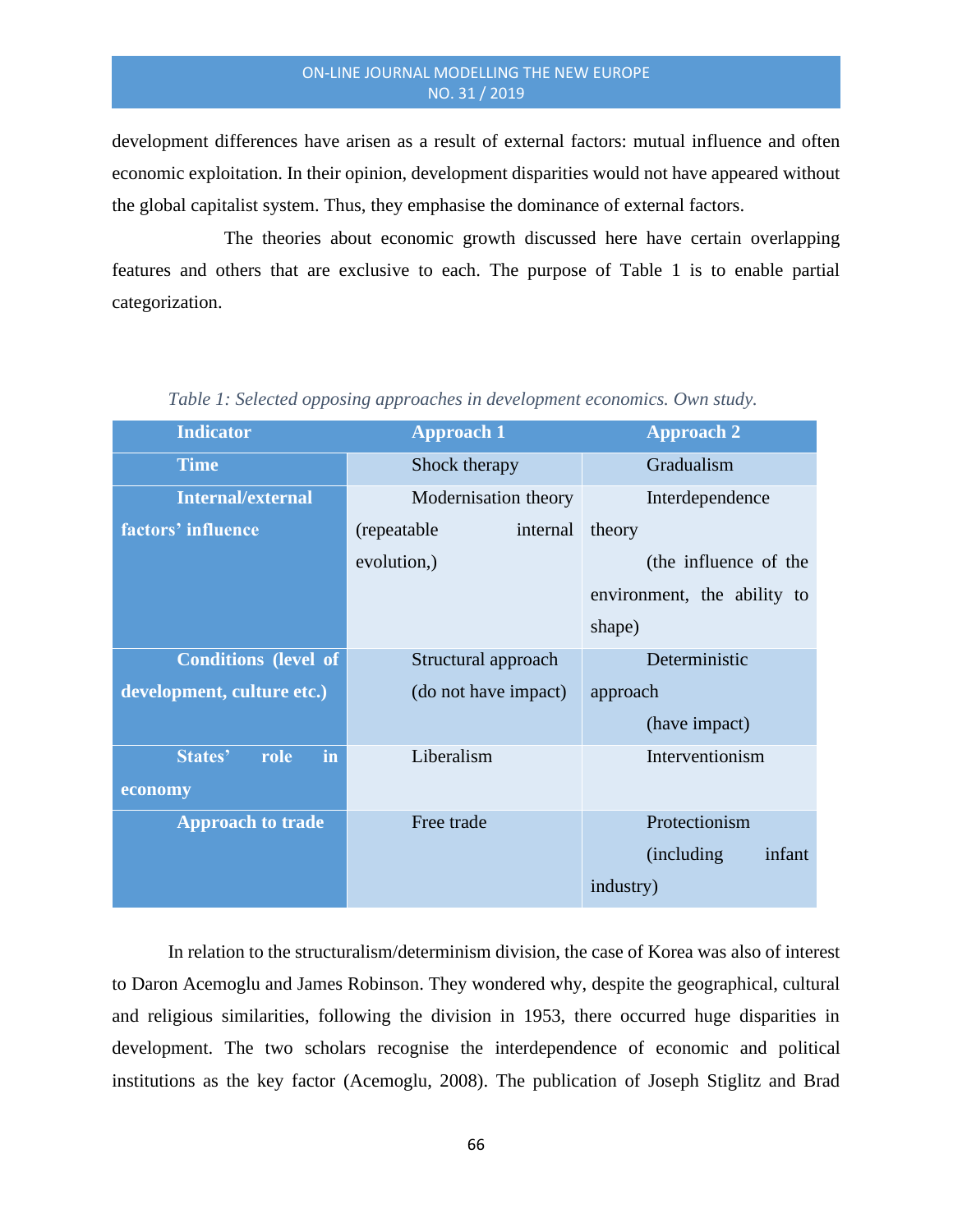development differences have arisen as a result of external factors: mutual influence and often economic exploitation. In their opinion, development disparities would not have appeared without the global capitalist system. Thus, they emphasise the dominance of external factors.

The theories about economic growth discussed here have certain overlapping features and others that are exclusive to each. The purpose of Table 1 is to enable partial categorization.

*Table 1: Selected opposing approaches in development economics. Own study.*

| Indicator | Approach 1 | Approach 2 |
|---|---|---|
| Time | Shock therapy | Gradualism |
| Internal/external factors' influence | Modernisation theory (repeatable internal evolution,) | Interdependence theory (the influence of the environment, the ability to shape) |
| Conditions (level of development, culture etc.) | Structural approach (do not have impact) | Deterministic approach (have impact) |
| States' role in economy | Liberalism | Interventionism |
| Approach to trade | Free trade | Protectionism (including infant industry) |

In relation to the structuralism/determinism division, the case of Korea was also of interest to Daron Acemoglu and James Robinson. They wondered why, despite the geographical, cultural and religious similarities, following the division in 1953, there occurred huge disparities in development. The two scholars recognise the interdependence of economic and political institutions as the key factor (Acemoglu, 2008). The publication of Joseph Stiglitz and Brad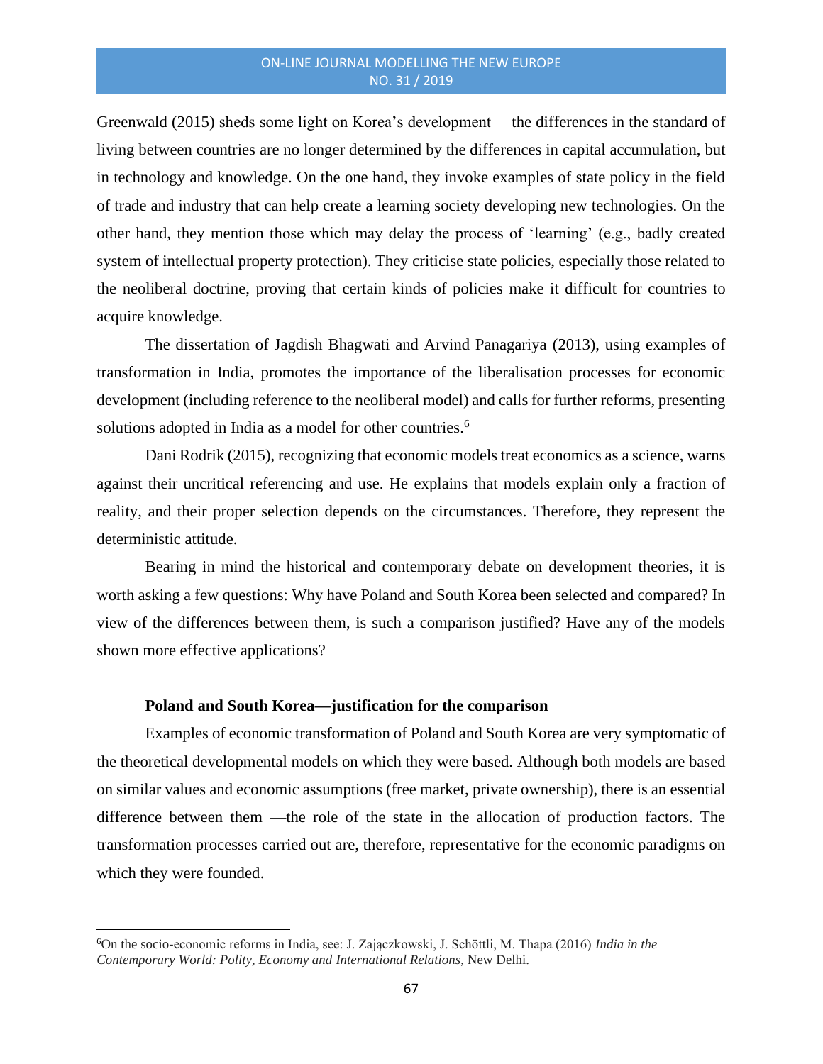Greenwald (2015) sheds some light on Korea's development —the differences in the standard of living between countries are no longer determined by the differences in capital accumulation, but in technology and knowledge. On the one hand, they invoke examples of state policy in the field of trade and industry that can help create a learning society developing new technologies. On the other hand, they mention those which may delay the process of 'learning' (e.g., badly created system of intellectual property protection). They criticise state policies, especially those related to the neoliberal doctrine, proving that certain kinds of policies make it difficult for countries to acquire knowledge.

The dissertation of Jagdish Bhagwati and Arvind Panagariya (2013), using examples of transformation in India, promotes the importance of the liberalisation processes for economic development (including reference to the neoliberal model) and calls for further reforms, presenting solutions adopted in India as a model for other countries.[6]

Dani Rodrik (2015), recognizing that economic models treat economics as a science, warns against their uncritical referencing and use. He explains that models explain only a fraction of reality, and their proper selection depends on the circumstances. Therefore, they represent the deterministic attitude.

Bearing in mind the historical and contemporary debate on development theories, it is worth asking a few questions: Why have Poland and South Korea been selected and compared? In view of the differences between them, is such a comparison justified? Have any of the models shown more effective applications?

**Poland and South Korea—justification for the comparison**

Examples of economic transformation of Poland and South Korea are very symptomatic of the theoretical developmental models on which they were based. Although both models are based on similar values and economic assumptions (free market, private ownership), there is an essential difference between them —the role of the state in the allocation of production factors. The transformation processes carried out are, therefore, representative for the economic paradigms on which they were founded.

[6]On the socio-economic reforms in India, see: J. Zajączkowski, J. Schöttli, M. Thapa (2016) *India in the Contemporary World: Polity, Economy and International Relations*, New Delhi.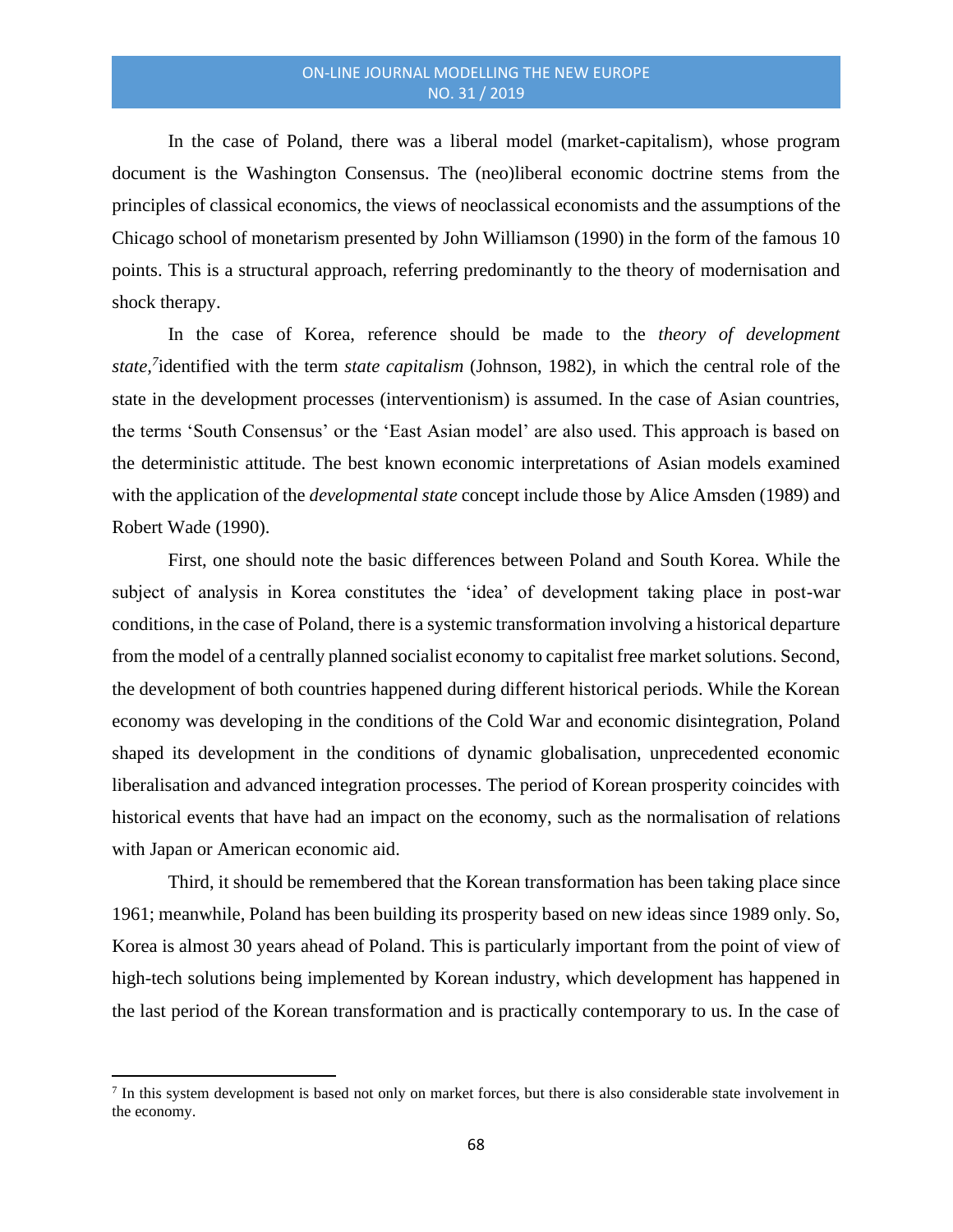In the case of Poland, there was a liberal model (market-capitalism), whose program document is the Washington Consensus. The (neo)liberal economic doctrine stems from the principles of classical economics, the views of neoclassical economists and the assumptions of the Chicago school of monetarism presented by John Williamson (1990) in the form of the famous 10 points. This is a structural approach, referring predominantly to the theory of modernisation and shock therapy.

In the case of Korea, reference should be made to the *theory of development state,*[7] identified with the term *state capitalism* (Johnson, 1982), in which the central role of the state in the development processes (interventionism) is assumed. In the case of Asian countries, the terms 'South Consensus' or the 'East Asian model' are also used. This approach is based on the deterministic attitude. The best known economic interpretations of Asian models examined with the application of the *developmental state* concept include those by Alice Amsden (1989) and Robert Wade (1990).

First, one should note the basic differences between Poland and South Korea. While the subject of analysis in Korea constitutes the 'idea' of development taking place in post-war conditions, in the case of Poland, there is a systemic transformation involving a historical departure from the model of a centrally planned socialist economy to capitalist free market solutions. Second, the development of both countries happened during different historical periods. While the Korean economy was developing in the conditions of the Cold War and economic disintegration, Poland shaped its development in the conditions of dynamic globalisation, unprecedented economic liberalisation and advanced integration processes. The period of Korean prosperity coincides with historical events that have had an impact on the economy, such as the normalisation of relations with Japan or American economic aid.

Third, it should be remembered that the Korean transformation has been taking place since 1961; meanwhile, Poland has been building its prosperity based on new ideas since 1989 only. So, Korea is almost 30 years ahead of Poland. This is particularly important from the point of view of high-tech solutions being implemented by Korean industry, which development has happened in the last period of the Korean transformation and is practically contemporary to us. In the case of

---

[7] In this system development is based not only on market forces, but there is also considerable state involvement in the economy.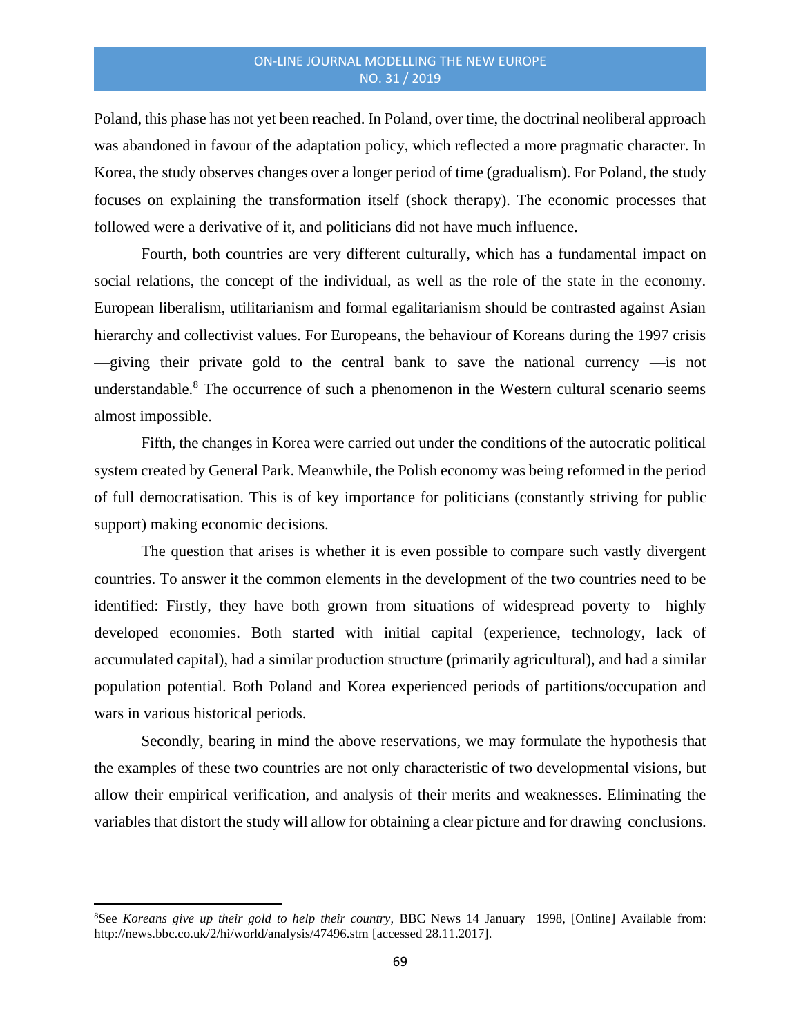Poland, this phase has not yet been reached. In Poland, over time, the doctrinal neoliberal approach was abandoned in favour of the adaptation policy, which reflected a more pragmatic character. In Korea, the study observes changes over a longer period of time (gradualism). For Poland, the study focuses on explaining the transformation itself (shock therapy). The economic processes that followed were a derivative of it, and politicians did not have much influence.

Fourth, both countries are very different culturally, which has a fundamental impact on social relations, the concept of the individual, as well as the role of the state in the economy. European liberalism, utilitarianism and formal egalitarianism should be contrasted against Asian hierarchy and collectivist values. For Europeans, the behaviour of Koreans during the 1997 crisis —giving their private gold to the central bank to save the national currency —is not understandable.[8] The occurrence of such a phenomenon in the Western cultural scenario seems almost impossible.

Fifth, the changes in Korea were carried out under the conditions of the autocratic political system created by General Park. Meanwhile, the Polish economy was being reformed in the period of full democratisation. This is of key importance for politicians (constantly striving for public support) making economic decisions.

The question that arises is whether it is even possible to compare such vastly divergent countries. To answer it the common elements in the development of the two countries need to be identified: Firstly, they have both grown from situations of widespread poverty to highly developed economies. Both started with initial capital (experience, technology, lack of accumulated capital), had a similar production structure (primarily agricultural), and had a similar population potential. Both Poland and Korea experienced periods of partitions/occupation and wars in various historical periods.

Secondly, bearing in mind the above reservations, we may formulate the hypothesis that the examples of these two countries are not only characteristic of two developmental visions, but allow their empirical verification, and analysis of their merits and weaknesses. Eliminating the variables that distort the study will allow for obtaining a clear picture and for drawing conclusions.

---

[8]See *Koreans give up their gold to help their country*, BBC News 14 January 1998, [Online] Available from: http://news.bbc.co.uk/2/hi/world/analysis/47496.stm [accessed 28.11.2017].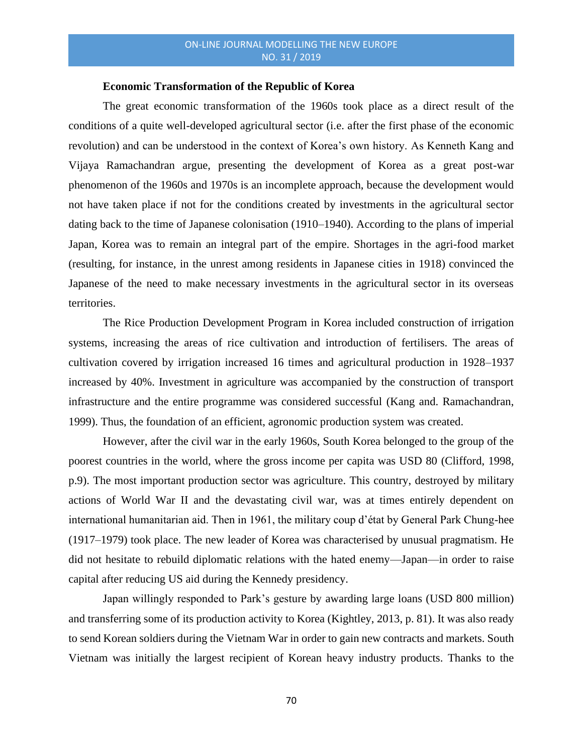**Economic Transformation of the Republic of Korea**

The great economic transformation of the 1960s took place as a direct result of the conditions of a quite well-developed agricultural sector (i.e. after the first phase of the economic revolution) and can be understood in the context of Korea's own history. As Kenneth Kang and Vijaya Ramachandran argue, presenting the development of Korea as a great post-war phenomenon of the 1960s and 1970s is an incomplete approach, because the development would not have taken place if not for the conditions created by investments in the agricultural sector dating back to the time of Japanese colonisation (1910–1940). According to the plans of imperial Japan, Korea was to remain an integral part of the empire. Shortages in the agri-food market (resulting, for instance, in the unrest among residents in Japanese cities in 1918) convinced the Japanese of the need to make necessary investments in the agricultural sector in its overseas territories.

The Rice Production Development Program in Korea included construction of irrigation systems, increasing the areas of rice cultivation and introduction of fertilisers. The areas of cultivation covered by irrigation increased 16 times and agricultural production in 1928–1937 increased by 40%. Investment in agriculture was accompanied by the construction of transport infrastructure and the entire programme was considered successful (Kang and. Ramachandran, 1999). Thus, the foundation of an efficient, agronomic production system was created.

However, after the civil war in the early 1960s, South Korea belonged to the group of the poorest countries in the world, where the gross income per capita was USD 80 (Clifford, 1998, p.9). The most important production sector was agriculture. This country, destroyed by military actions of World War II and the devastating civil war, was at times entirely dependent on international humanitarian aid. Then in 1961, the military coup d'état by General Park Chung-hee (1917–1979) took place. The new leader of Korea was characterised by unusual pragmatism. He did not hesitate to rebuild diplomatic relations with the hated enemy—Japan—in order to raise capital after reducing US aid during the Kennedy presidency.

Japan willingly responded to Park's gesture by awarding large loans (USD 800 million) and transferring some of its production activity to Korea (Kightley, 2013, p. 81). It was also ready to send Korean soldiers during the Vietnam War in order to gain new contracts and markets. South Vietnam was initially the largest recipient of Korean heavy industry products. Thanks to the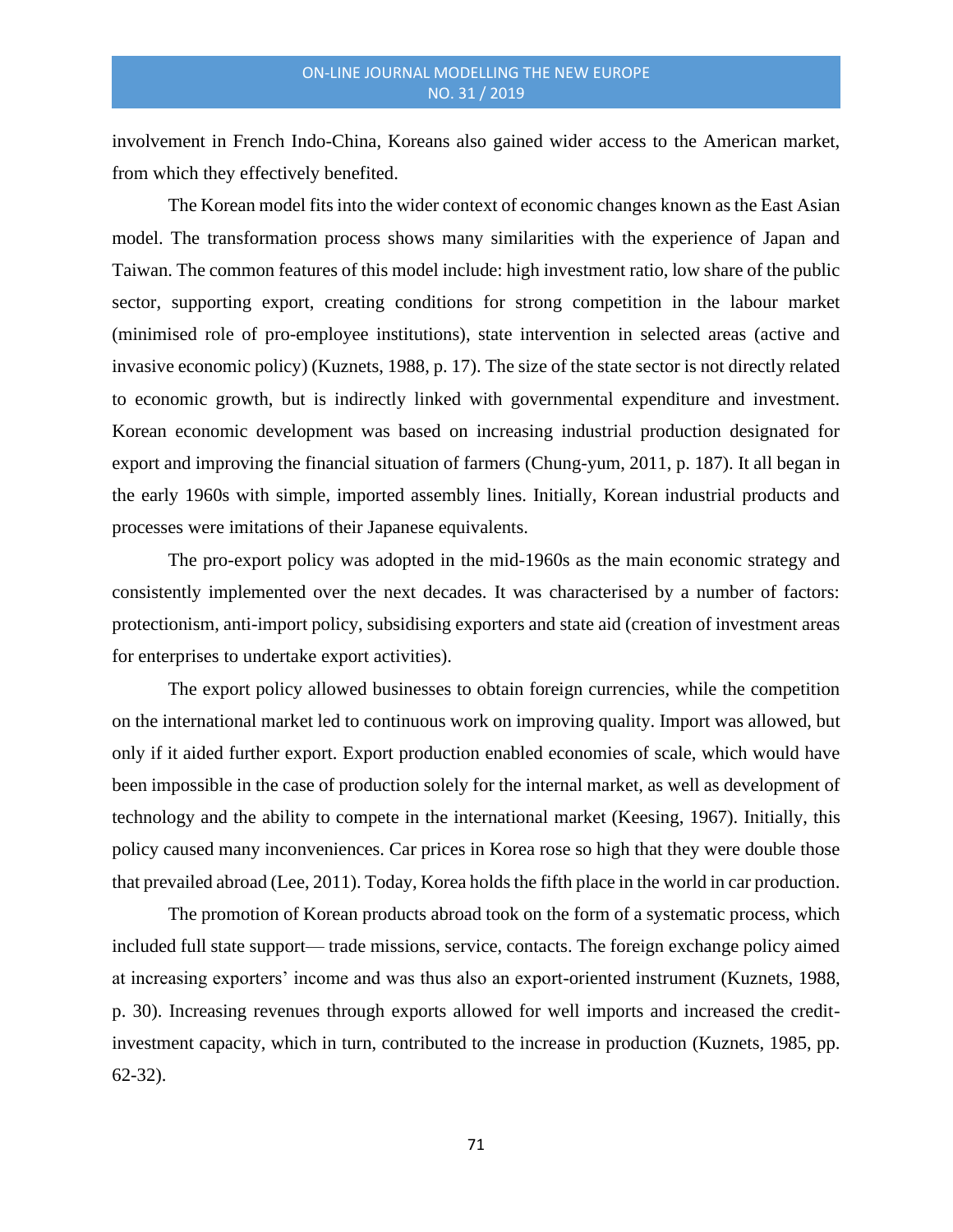involvement in French Indo-China, Koreans also gained wider access to the American market, from which they effectively benefited.

The Korean model fits into the wider context of economic changes known as the East Asian model. The transformation process shows many similarities with the experience of Japan and Taiwan. The common features of this model include: high investment ratio, low share of the public sector, supporting export, creating conditions for strong competition in the labour market (minimised role of pro-employee institutions), state intervention in selected areas (active and invasive economic policy) (Kuznets, 1988, p. 17). The size of the state sector is not directly related to economic growth, but is indirectly linked with governmental expenditure and investment. Korean economic development was based on increasing industrial production designated for export and improving the financial situation of farmers (Chung-yum, 2011, p. 187). It all began in the early 1960s with simple, imported assembly lines. Initially, Korean industrial products and processes were imitations of their Japanese equivalents.

The pro-export policy was adopted in the mid-1960s as the main economic strategy and consistently implemented over the next decades. It was characterised by a number of factors: protectionism, anti-import policy, subsidising exporters and state aid (creation of investment areas for enterprises to undertake export activities).

The export policy allowed businesses to obtain foreign currencies, while the competition on the international market led to continuous work on improving quality. Import was allowed, but only if it aided further export. Export production enabled economies of scale, which would have been impossible in the case of production solely for the internal market, as well as development of technology and the ability to compete in the international market (Keesing, 1967). Initially, this policy caused many inconveniences. Car prices in Korea rose so high that they were double those that prevailed abroad (Lee, 2011). Today, Korea holds the fifth place in the world in car production.

The promotion of Korean products abroad took on the form of a systematic process, which included full state support— trade missions, service, contacts. The foreign exchange policy aimed at increasing exporters' income and was thus also an export-oriented instrument (Kuznets, 1988, p. 30). Increasing revenues through exports allowed for well imports and increased the credit-investment capacity, which in turn, contributed to the increase in production (Kuznets, 1985, pp. 62-32).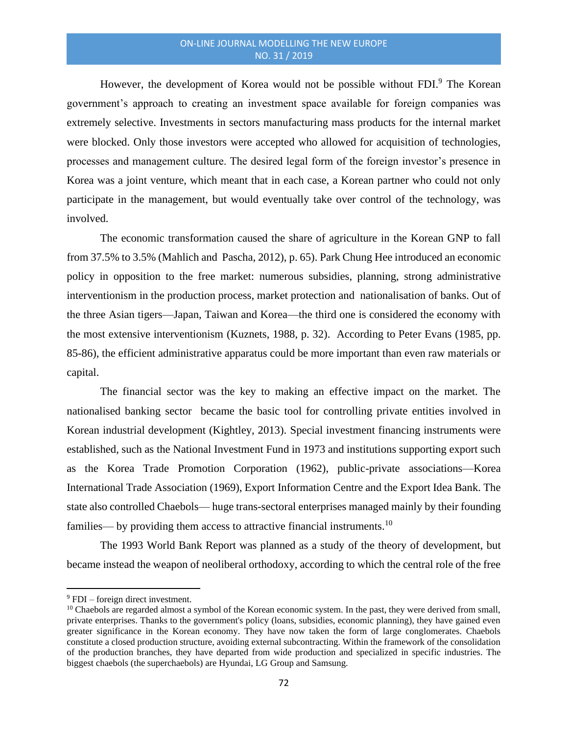However, the development of Korea would not be possible without FDI.[9] The Korean government's approach to creating an investment space available for foreign companies was extremely selective. Investments in sectors manufacturing mass products for the internal market were blocked. Only those investors were accepted who allowed for acquisition of technologies, processes and management culture. The desired legal form of the foreign investor's presence in Korea was a joint venture, which meant that in each case, a Korean partner who could not only participate in the management, but would eventually take over control of the technology, was involved.

The economic transformation caused the share of agriculture in the Korean GNP to fall from 37.5% to 3.5% (Mahlich and Pascha, 2012), p. 65). Park Chung Hee introduced an economic policy in opposition to the free market: numerous subsidies, planning, strong administrative interventionism in the production process, market protection and nationalisation of banks. Out of the three Asian tigers—Japan, Taiwan and Korea—the third one is considered the economy with the most extensive interventionism (Kuznets, 1988, p. 32). According to Peter Evans (1985, pp. 85-86), the efficient administrative apparatus could be more important than even raw materials or capital.

The financial sector was the key to making an effective impact on the market. The nationalised banking sector became the basic tool for controlling private entities involved in Korean industrial development (Kightley, 2013). Special investment financing instruments were established, such as the National Investment Fund in 1973 and institutions supporting export such as the Korea Trade Promotion Corporation (1962), public-private associations—Korea International Trade Association (1969), Export Information Centre and the Export Idea Bank. The state also controlled Chaebols— huge trans-sectoral enterprises managed mainly by their founding families— by providing them access to attractive financial instruments.[10]

The 1993 World Bank Report was planned as a study of the theory of development, but became instead the weapon of neoliberal orthodoxy, according to which the central role of the free

---

[9] FDI – foreign direct investment.

[10] Chaebols are regarded almost a symbol of the Korean economic system. In the past, they were derived from small, private enterprises. Thanks to the government's policy (loans, subsidies, economic planning), they have gained even greater significance in the Korean economy. They have now taken the form of large conglomerates. Chaebols constitute a closed production structure, avoiding external subcontracting. Within the framework of the consolidation of the production branches, they have departed from wide production and specialized in specific industries. The biggest chaebols (the superchaebols) are Hyundai, LG Group and Samsung.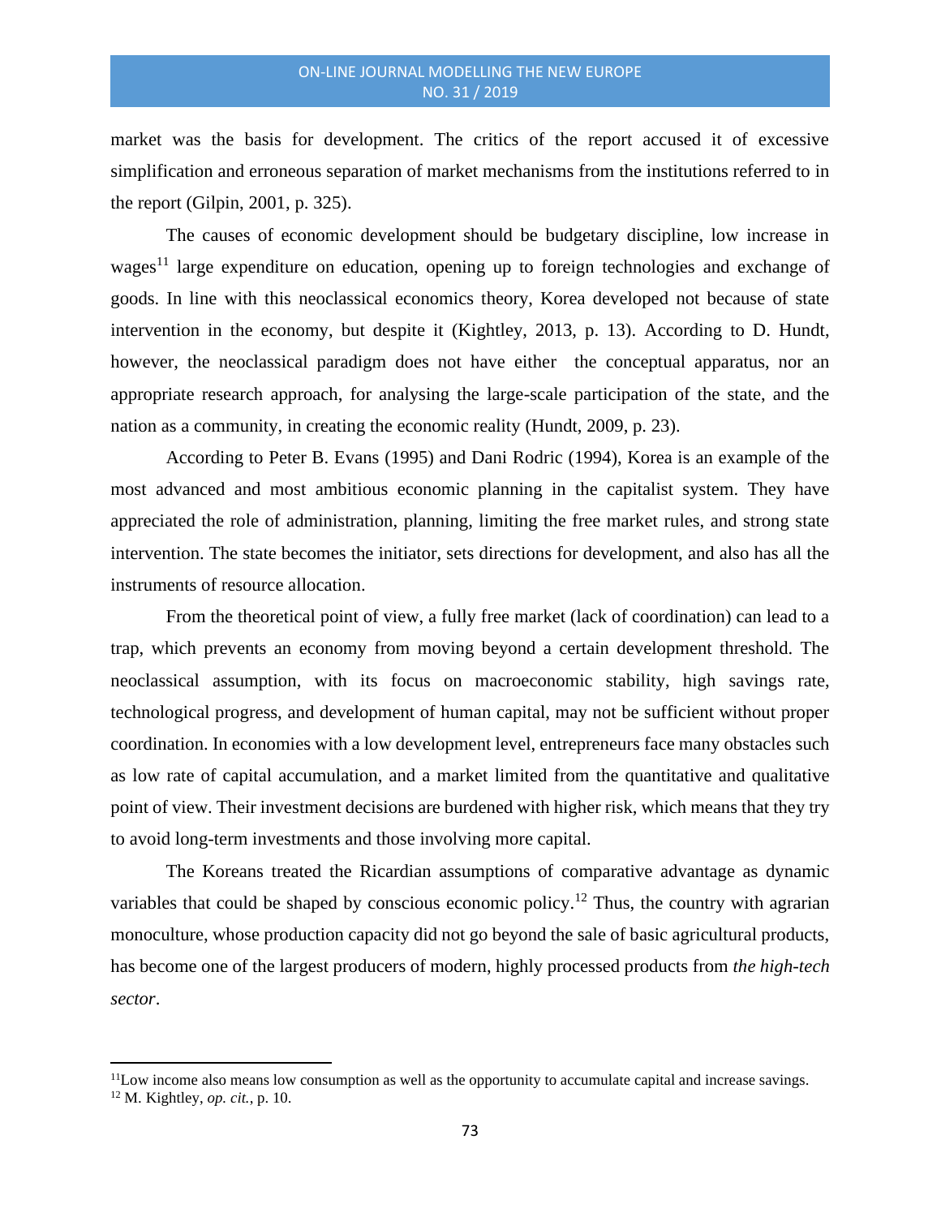market was the basis for development. The critics of the report accused it of excessive simplification and erroneous separation of market mechanisms from the institutions referred to in the report (Gilpin, 2001, p. 325).

The causes of economic development should be budgetary discipline, low increase in wages[11] large expenditure on education, opening up to foreign technologies and exchange of goods. In line with this neoclassical economics theory, Korea developed not because of state intervention in the economy, but despite it (Kightley, 2013, p. 13). According to D. Hundt, however, the neoclassical paradigm does not have either the conceptual apparatus, nor an appropriate research approach, for analysing the large-scale participation of the state, and the nation as a community, in creating the economic reality (Hundt, 2009, p. 23).

According to Peter B. Evans (1995) and Dani Rodric (1994), Korea is an example of the most advanced and most ambitious economic planning in the capitalist system. They have appreciated the role of administration, planning, limiting the free market rules, and strong state intervention. The state becomes the initiator, sets directions for development, and also has all the instruments of resource allocation.

From the theoretical point of view, a fully free market (lack of coordination) can lead to a trap, which prevents an economy from moving beyond a certain development threshold. The neoclassical assumption, with its focus on macroeconomic stability, high savings rate, technological progress, and development of human capital, may not be sufficient without proper coordination. In economies with a low development level, entrepreneurs face many obstacles such as low rate of capital accumulation, and a market limited from the quantitative and qualitative point of view. Their investment decisions are burdened with higher risk, which means that they try to avoid long-term investments and those involving more capital.

The Koreans treated the Ricardian assumptions of comparative advantage as dynamic variables that could be shaped by conscious economic policy.[12] Thus, the country with agrarian monoculture, whose production capacity did not go beyond the sale of basic agricultural products, has become one of the largest producers of modern, highly processed products from *the high-tech sector*.

---

[11] Low income also means low consumption as well as the opportunity to accumulate capital and increase savings.

[12] M. Kightley, *op. cit.*, p. 10.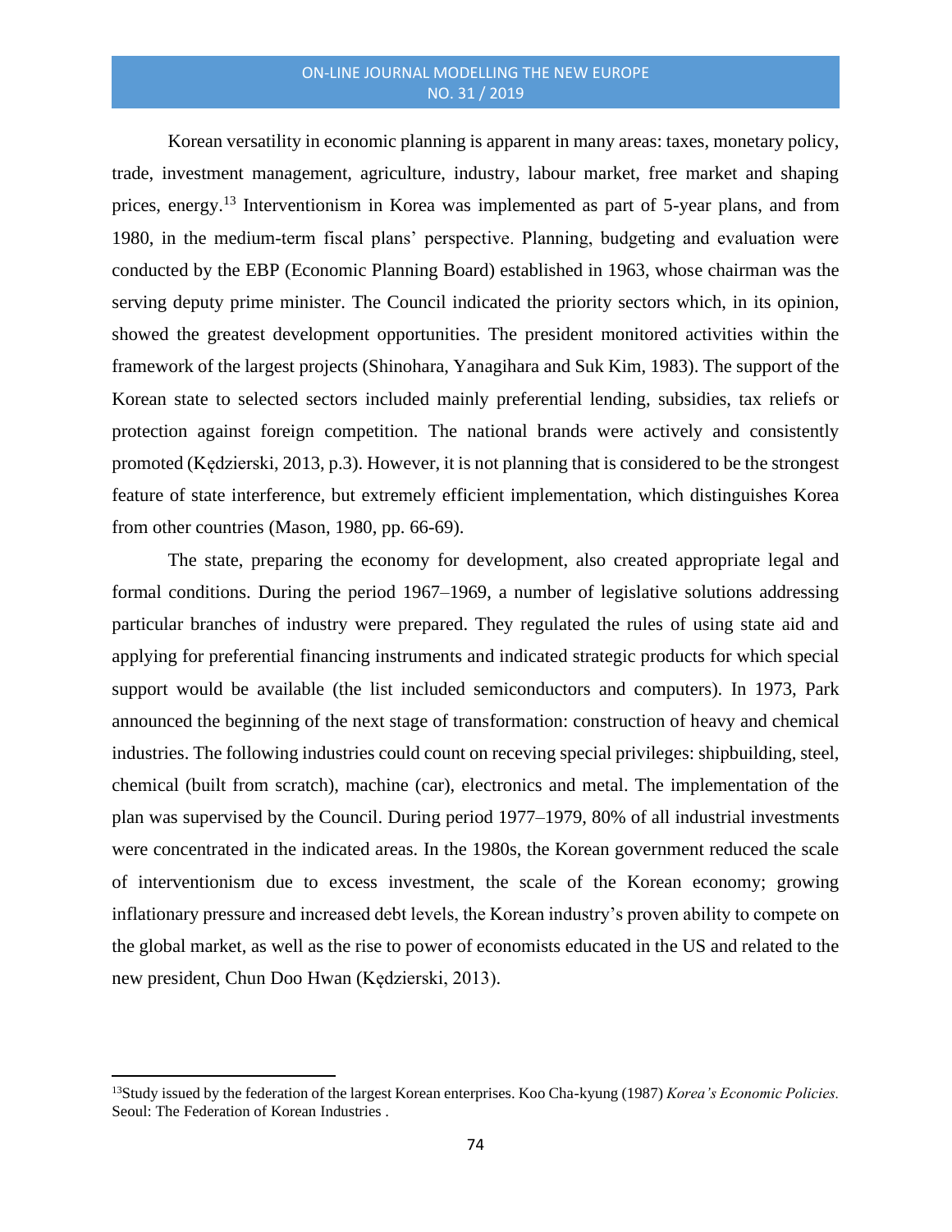Korean versatility in economic planning is apparent in many areas: taxes, monetary policy, trade, investment management, agriculture, industry, labour market, free market and shaping prices, energy.[13] Interventionism in Korea was implemented as part of 5-year plans, and from 1980, in the medium-term fiscal plans' perspective. Planning, budgeting and evaluation were conducted by the EBP (Economic Planning Board) established in 1963, whose chairman was the serving deputy prime minister. The Council indicated the priority sectors which, in its opinion, showed the greatest development opportunities. The president monitored activities within the framework of the largest projects (Shinohara, Yanagihara and Suk Kim, 1983). The support of the Korean state to selected sectors included mainly preferential lending, subsidies, tax reliefs or protection against foreign competition. The national brands were actively and consistently promoted (Kędzierski, 2013, p.3). However, it is not planning that is considered to be the strongest feature of state interference, but extremely efficient implementation, which distinguishes Korea from other countries (Mason, 1980, pp. 66-69).

The state, preparing the economy for development, also created appropriate legal and formal conditions. During the period 1967–1969, a number of legislative solutions addressing particular branches of industry were prepared. They regulated the rules of using state aid and applying for preferential financing instruments and indicated strategic products for which special support would be available (the list included semiconductors and computers). In 1973, Park announced the beginning of the next stage of transformation: construction of heavy and chemical industries. The following industries could count on receving special privileges: shipbuilding, steel, chemical (built from scratch), machine (car), electronics and metal. The implementation of the plan was supervised by the Council. During period 1977–1979, 80% of all industrial investments were concentrated in the indicated areas. In the 1980s, the Korean government reduced the scale of interventionism due to excess investment, the scale of the Korean economy; growing inflationary pressure and increased debt levels, the Korean industry's proven ability to compete on the global market, as well as the rise to power of economists educated in the US and related to the new president, Chun Doo Hwan (Kędzierski, 2013).

---

[13]Study issued by the federation of the largest Korean enterprises. Koo Cha-kyung (1987) *Korea's Economic Policies.* Seoul: The Federation of Korean Industries .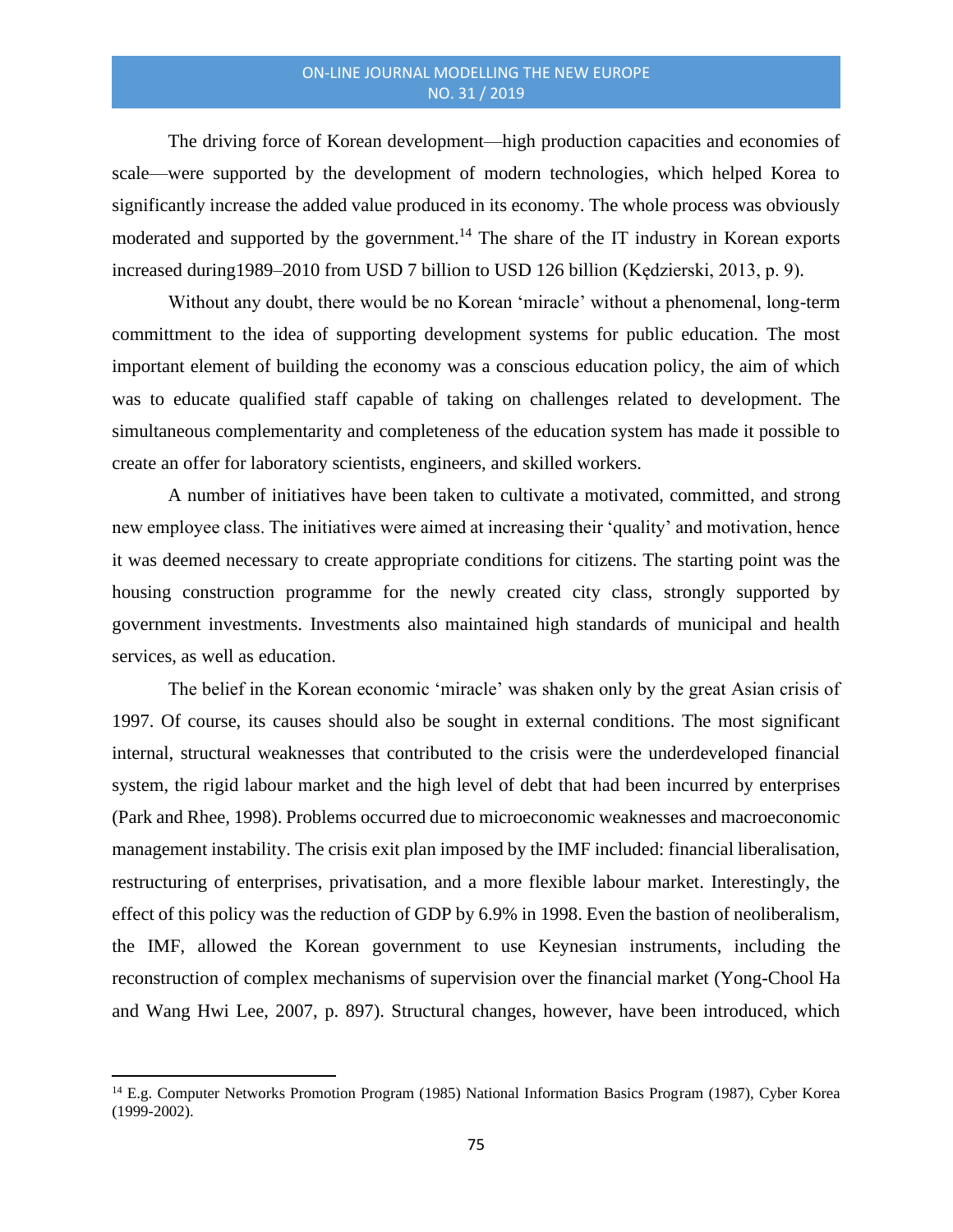The driving force of Korean development—high production capacities and economies of scale—were supported by the development of modern technologies, which helped Korea to significantly increase the added value produced in its economy. The whole process was obviously moderated and supported by the government.[14] The share of the IT industry in Korean exports increased during1989–2010 from USD 7 billion to USD 126 billion (Kędzierski, 2013, p. 9).

Without any doubt, there would be no Korean 'miracle' without a phenomenal, long-term committment to the idea of supporting development systems for public education. The most important element of building the economy was a conscious education policy, the aim of which was to educate qualified staff capable of taking on challenges related to development. The simultaneous complementarity and completeness of the education system has made it possible to create an offer for laboratory scientists, engineers, and skilled workers.

A number of initiatives have been taken to cultivate a motivated, committed, and strong new employee class. The initiatives were aimed at increasing their 'quality' and motivation, hence it was deemed necessary to create appropriate conditions for citizens. The starting point was the housing construction programme for the newly created city class, strongly supported by government investments. Investments also maintained high standards of municipal and health services, as well as education.

The belief in the Korean economic 'miracle' was shaken only by the great Asian crisis of 1997. Of course, its causes should also be sought in external conditions. The most significant internal, structural weaknesses that contributed to the crisis were the underdeveloped financial system, the rigid labour market and the high level of debt that had been incurred by enterprises (Park and Rhee, 1998). Problems occurred due to microeconomic weaknesses and macroeconomic management instability. The crisis exit plan imposed by the IMF included: financial liberalisation, restructuring of enterprises, privatisation, and a more flexible labour market. Interestingly, the effect of this policy was the reduction of GDP by 6.9% in 1998. Even the bastion of neoliberalism, the IMF, allowed the Korean government to use Keynesian instruments, including the reconstruction of complex mechanisms of supervision over the financial market (Yong-Chool Ha and Wang Hwi Lee, 2007, p. 897). Structural changes, however, have been introduced, which

[14] E.g. Computer Networks Promotion Program (1985) National Information Basics Program (1987), Cyber Korea (1999-2002).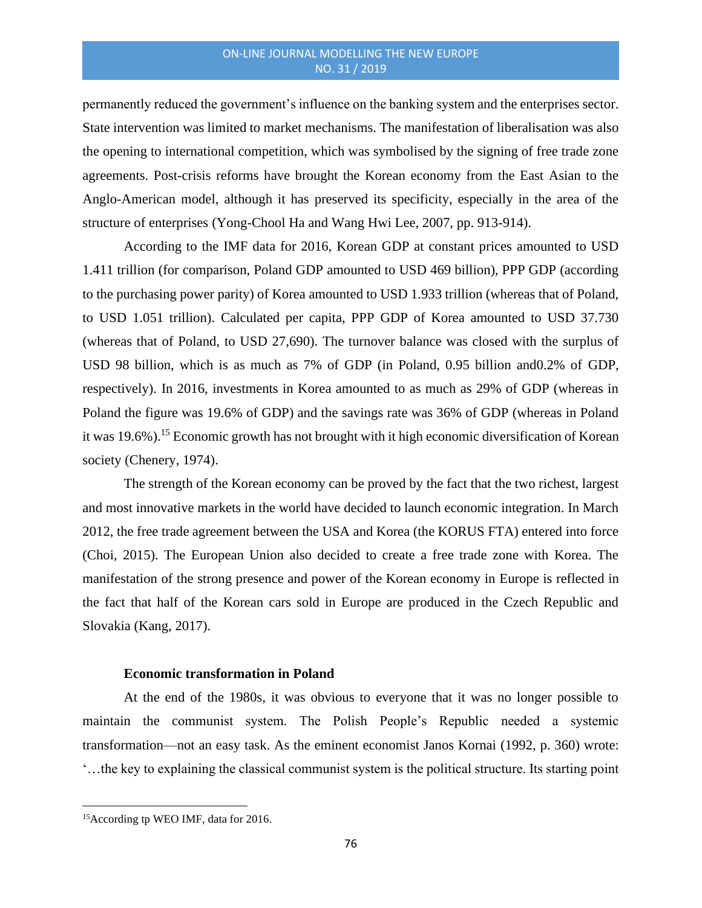permanently reduced the government's influence on the banking system and the enterprises sector. State intervention was limited to market mechanisms. The manifestation of liberalisation was also the opening to international competition, which was symbolised by the signing of free trade zone agreements. Post-crisis reforms have brought the Korean economy from the East Asian to the Anglo-American model, although it has preserved its specificity, especially in the area of the structure of enterprises (Yong-Chool Ha and Wang Hwi Lee, 2007, pp. 913-914).

According to the IMF data for 2016, Korean GDP at constant prices amounted to USD 1.411 trillion (for comparison, Poland GDP amounted to USD 469 billion), PPP GDP (according to the purchasing power parity) of Korea amounted to USD 1.933 trillion (whereas that of Poland, to USD 1.051 trillion). Calculated per capita, PPP GDP of Korea amounted to USD 37.730 (whereas that of Poland, to USD 27,690). The turnover balance was closed with the surplus of USD 98 billion, which is as much as 7% of GDP (in Poland, 0.95 billion and0.2% of GDP, respectively). In 2016, investments in Korea amounted to as much as 29% of GDP (whereas in Poland the figure was 19.6% of GDP) and the savings rate was 36% of GDP (whereas in Poland it was 19.6%).[15] Economic growth has not brought with it high economic diversification of Korean society (Chenery, 1974).

The strength of the Korean economy can be proved by the fact that the two richest, largest and most innovative markets in the world have decided to launch economic integration. In March 2012, the free trade agreement between the USA and Korea (the KORUS FTA) entered into force (Choi, 2015). The European Union also decided to create a free trade zone with Korea. The manifestation of the strong presence and power of the Korean economy in Europe is reflected in the fact that half of the Korean cars sold in Europe are produced in the Czech Republic and Slovakia (Kang, 2017).

### Economic transformation in Poland

At the end of the 1980s, it was obvious to everyone that it was no longer possible to maintain the communist system. The Polish People's Republic needed a systemic transformation—not an easy task. As the eminent economist Janos Kornai (1992, p. 360) wrote: '…the key to explaining the classical communist system is the political structure. Its starting point

---

[15] According tp WEO IMF, data for 2016.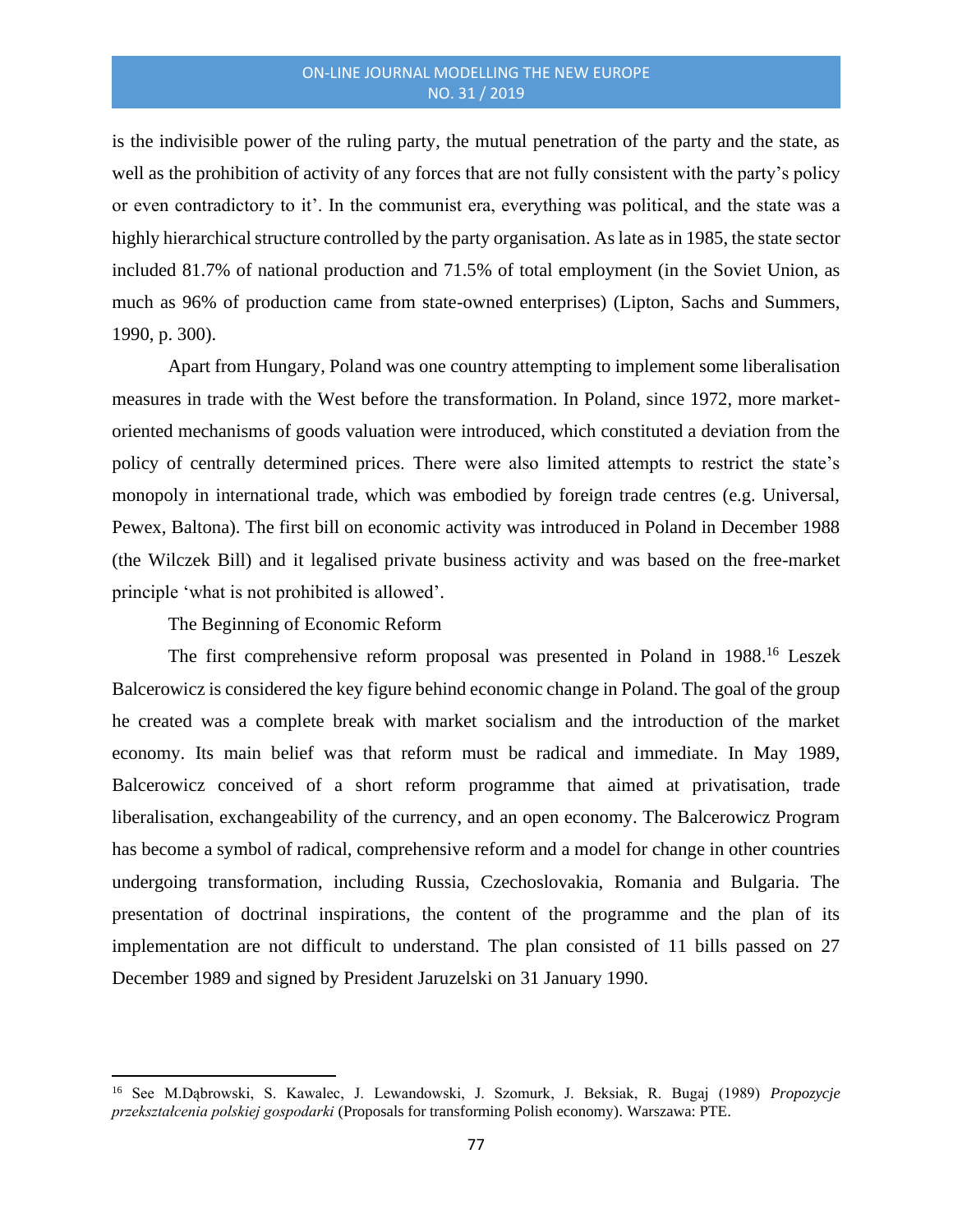is the indivisible power of the ruling party, the mutual penetration of the party and the state, as well as the prohibition of activity of any forces that are not fully consistent with the party's policy or even contradictory to it'. In the communist era, everything was political, and the state was a highly hierarchical structure controlled by the party organisation. As late as in 1985, the state sector included 81.7% of national production and 71.5% of total employment (in the Soviet Union, as much as 96% of production came from state-owned enterprises) (Lipton, Sachs and Summers, 1990, p. 300).

Apart from Hungary, Poland was one country attempting to implement some liberalisation measures in trade with the West before the transformation. In Poland, since 1972, more market-oriented mechanisms of goods valuation were introduced, which constituted a deviation from the policy of centrally determined prices. There were also limited attempts to restrict the state's monopoly in international trade, which was embodied by foreign trade centres (e.g. Universal, Pewex, Baltona). The first bill on economic activity was introduced in Poland in December 1988 (the Wilczek Bill) and it legalised private business activity and was based on the free-market principle 'what is not prohibited is allowed'.

## The Beginning of Economic Reform

The first comprehensive reform proposal was presented in Poland in 1988.[16] Leszek Balcerowicz is considered the key figure behind economic change in Poland. The goal of the group he created was a complete break with market socialism and the introduction of the market economy. Its main belief was that reform must be radical and immediate. In May 1989, Balcerowicz conceived of a short reform programme that aimed at privatisation, trade liberalisation, exchangeability of the currency, and an open economy. The Balcerowicz Program has become a symbol of radical, comprehensive reform and a model for change in other countries undergoing transformation, including Russia, Czechoslovakia, Romania and Bulgaria. The presentation of doctrinal inspirations, the content of the programme and the plan of its implementation are not difficult to understand. The plan consisted of 11 bills passed on 27 December 1989 and signed by President Jaruzelski on 31 January 1990.

---

[16] See M.Dąbrowski, S. Kawalec, J. Lewandowski, J. Szomurk, J. Beksiak, R. Bugaj (1989) *Propozycje przekształcenia polskiej gospodarki* (Proposals for transforming Polish economy). Warszawa: PTE.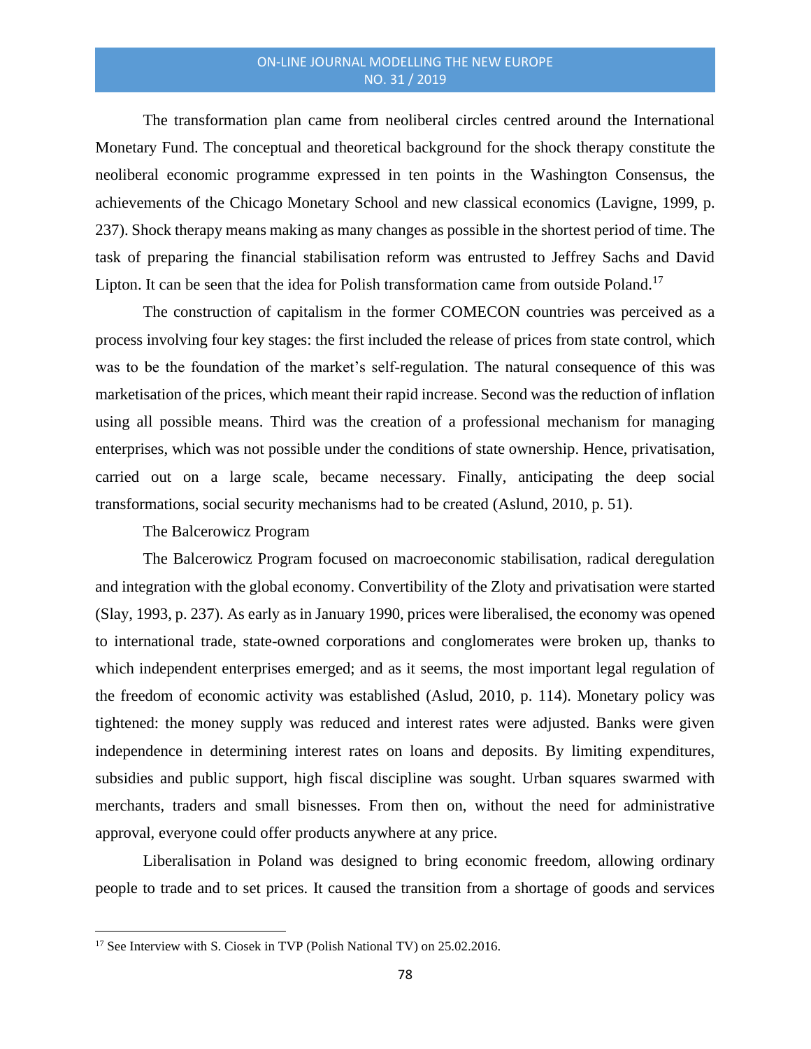The transformation plan came from neoliberal circles centred around the International Monetary Fund. The conceptual and theoretical background for the shock therapy constitute the neoliberal economic programme expressed in ten points in the Washington Consensus, the achievements of the Chicago Monetary School and new classical economics (Lavigne, 1999, p. 237). Shock therapy means making as many changes as possible in the shortest period of time. The task of preparing the financial stabilisation reform was entrusted to Jeffrey Sachs and David Lipton. It can be seen that the idea for Polish transformation came from outside Poland.[17]

The construction of capitalism in the former COMECON countries was perceived as a process involving four key stages: the first included the release of prices from state control, which was to be the foundation of the market's self-regulation. The natural consequence of this was marketisation of the prices, which meant their rapid increase. Second was the reduction of inflation using all possible means. Third was the creation of a professional mechanism for managing enterprises, which was not possible under the conditions of state ownership. Hence, privatisation, carried out on a large scale, became necessary. Finally, anticipating the deep social transformations, social security mechanisms had to be created (Aslund, 2010, p. 51).

The Balcerowicz Program

The Balcerowicz Program focused on macroeconomic stabilisation, radical deregulation and integration with the global economy. Convertibility of the Zloty and privatisation were started (Slay, 1993, p. 237). As early as in January 1990, prices were liberalised, the economy was opened to international trade, state-owned corporations and conglomerates were broken up, thanks to which independent enterprises emerged; and as it seems, the most important legal regulation of the freedom of economic activity was established (Aslud, 2010, p. 114). Monetary policy was tightened: the money supply was reduced and interest rates were adjusted. Banks were given independence in determining interest rates on loans and deposits. By limiting expenditures, subsidies and public support, high fiscal discipline was sought. Urban squares swarmed with merchants, traders and small bisnesses. From then on, without the need for administrative approval, everyone could offer products anywhere at any price.

Liberalisation in Poland was designed to bring economic freedom, allowing ordinary people to trade and to set prices. It caused the transition from a shortage of goods and services

---

[17] See Interview with S. Ciosek in TVP (Polish National TV) on 25.02.2016.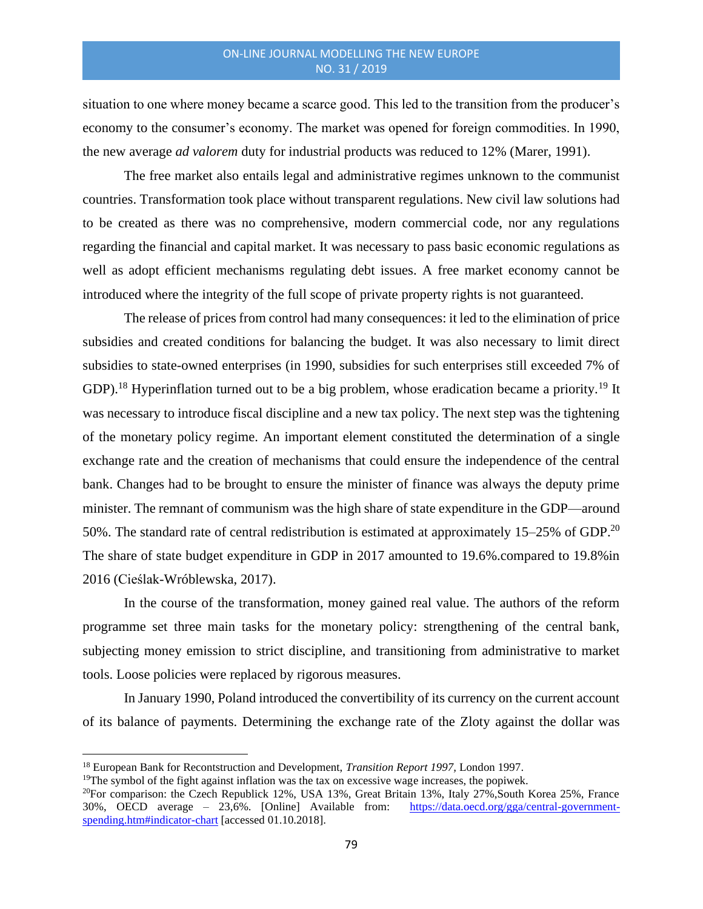situation to one where money became a scarce good. This led to the transition from the producer's economy to the consumer's economy. The market was opened for foreign commodities. In 1990, the new average *ad valorem* duty for industrial products was reduced to 12% (Marer, 1991).

The free market also entails legal and administrative regimes unknown to the communist countries. Transformation took place without transparent regulations. New civil law solutions had to be created as there was no comprehensive, modern commercial code, nor any regulations regarding the financial and capital market. It was necessary to pass basic economic regulations as well as adopt efficient mechanisms regulating debt issues. A free market economy cannot be introduced where the integrity of the full scope of private property rights is not guaranteed.

The release of prices from control had many consequences: it led to the elimination of price subsidies and created conditions for balancing the budget. It was also necessary to limit direct subsidies to state-owned enterprises (in 1990, subsidies for such enterprises still exceeded 7% of GDP).[18] Hyperinflation turned out to be a big problem, whose eradication became a priority.[19] It was necessary to introduce fiscal discipline and a new tax policy. The next step was the tightening of the monetary policy regime. An important element constituted the determination of a single exchange rate and the creation of mechanisms that could ensure the independence of the central bank. Changes had to be brought to ensure the minister of finance was always the deputy prime minister. The remnant of communism was the high share of state expenditure in the GDP—around 50%. The standard rate of central redistribution is estimated at approximately 15–25% of GDP.[20] The share of state budget expenditure in GDP in 2017 amounted to 19.6%.compared to 19.8%in 2016 (Cieślak-Wróblewska, 2017).

In the course of the transformation, money gained real value. The authors of the reform programme set three main tasks for the monetary policy: strengthening of the central bank, subjecting money emission to strict discipline, and transitioning from administrative to market tools. Loose policies were replaced by rigorous measures.

In January 1990, Poland introduced the convertibility of its currency on the current account of its balance of payments. Determining the exchange rate of the Zloty against the dollar was

---

[18] European Bank for Recontstruction and Development, *Transition Report 1997*, London 1997.

[19] The symbol of the fight against inflation was the tax on excessive wage increases, the popiwek.

[20] For comparison: the Czech Republick 12%, USA 13%, Great Britain 13%, Italy 27%,South Korea 25%, France 30%, OECD average – 23,6%. [Online] Available from: https://data.oecd.org/gga/central-government-spending.htm#indicator-chart [accessed 01.10.2018].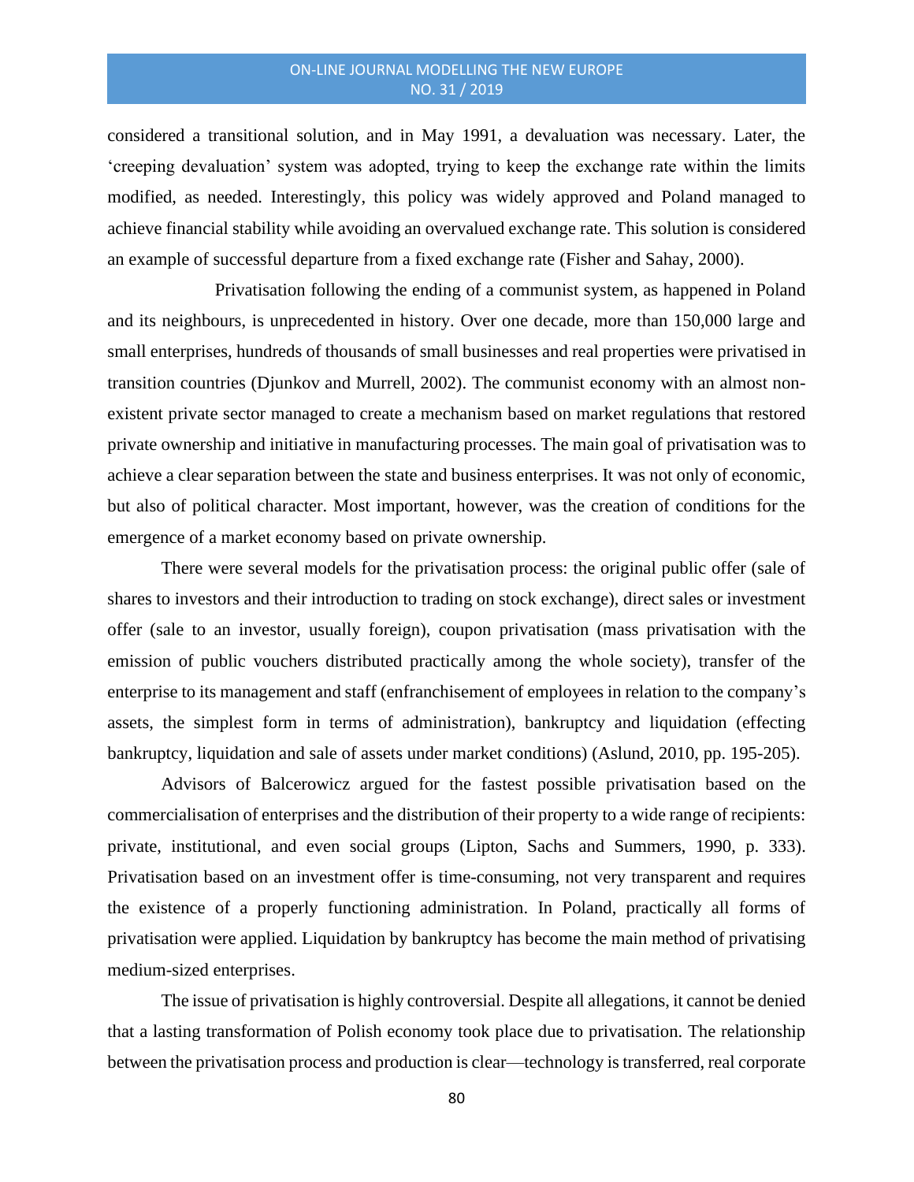considered a transitional solution, and in May 1991, a devaluation was necessary. Later, the 'creeping devaluation' system was adopted, trying to keep the exchange rate within the limits modified, as needed. Interestingly, this policy was widely approved and Poland managed to achieve financial stability while avoiding an overvalued exchange rate. This solution is considered an example of successful departure from a fixed exchange rate (Fisher and Sahay, 2000).

Privatisation following the ending of a communist system, as happened in Poland and its neighbours, is unprecedented in history. Over one decade, more than 150,000 large and small enterprises, hundreds of thousands of small businesses and real properties were privatised in transition countries (Djunkov and Murrell, 2002). The communist economy with an almost non-existent private sector managed to create a mechanism based on market regulations that restored private ownership and initiative in manufacturing processes. The main goal of privatisation was to achieve a clear separation between the state and business enterprises. It was not only of economic, but also of political character. Most important, however, was the creation of conditions for the emergence of a market economy based on private ownership.

There were several models for the privatisation process: the original public offer (sale of shares to investors and their introduction to trading on stock exchange), direct sales or investment offer (sale to an investor, usually foreign), coupon privatisation (mass privatisation with the emission of public vouchers distributed practically among the whole society), transfer of the enterprise to its management and staff (enfranchisement of employees in relation to the company's assets, the simplest form in terms of administration), bankruptcy and liquidation (effecting bankruptcy, liquidation and sale of assets under market conditions) (Aslund, 2010, pp. 195-205).

Advisors of Balcerowicz argued for the fastest possible privatisation based on the commercialisation of enterprises and the distribution of their property to a wide range of recipients: private, institutional, and even social groups (Lipton, Sachs and Summers, 1990, p. 333). Privatisation based on an investment offer is time-consuming, not very transparent and requires the existence of a properly functioning administration. In Poland, practically all forms of privatisation were applied. Liquidation by bankruptcy has become the main method of privatising medium-sized enterprises.

The issue of privatisation is highly controversial. Despite all allegations, it cannot be denied that a lasting transformation of Polish economy took place due to privatisation. The relationship between the privatisation process and production is clear—technology is transferred, real corporate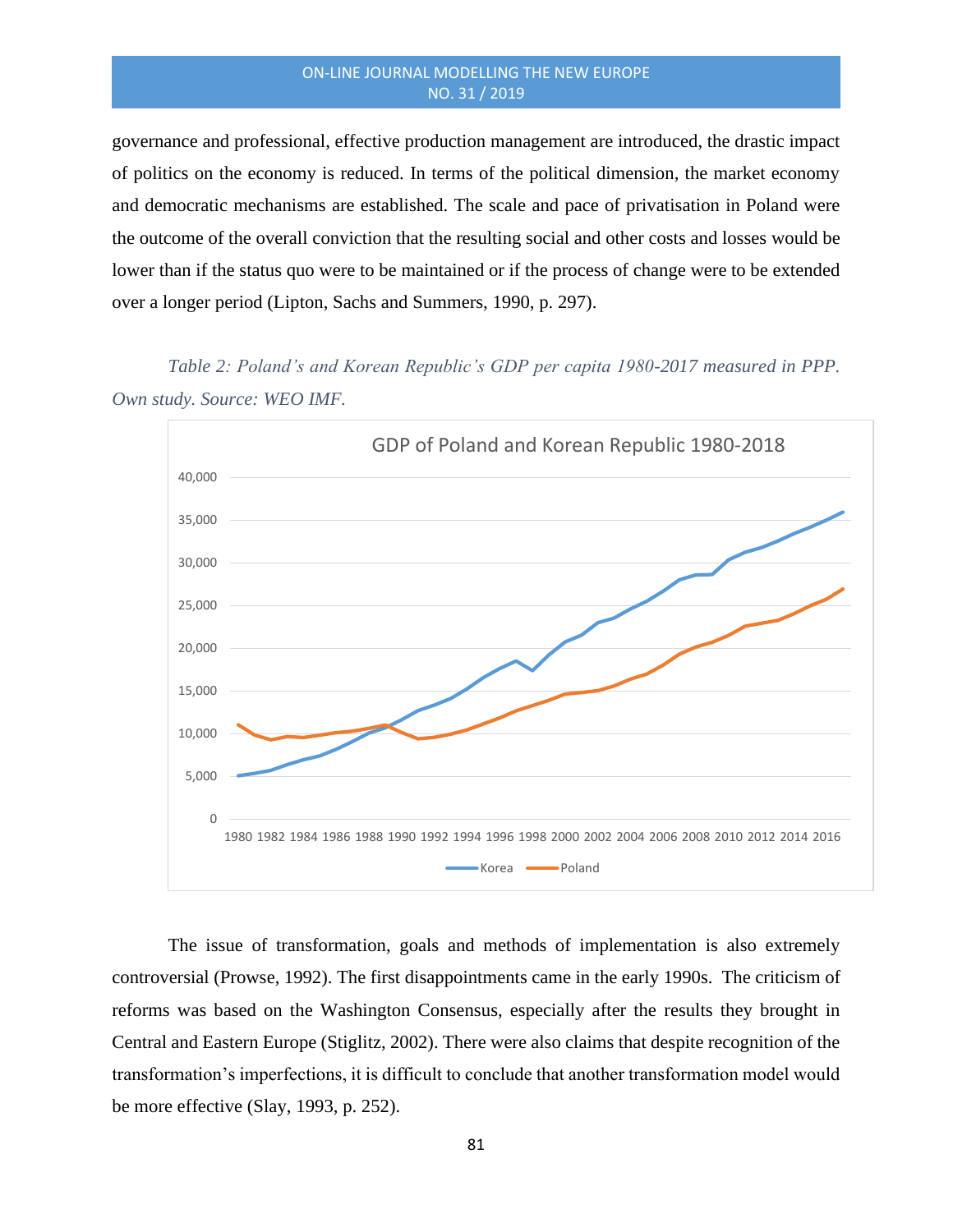governance and professional, effective production management are introduced, the drastic impact of politics on the economy is reduced. In terms of the political dimension, the market economy and democratic mechanisms are established. The scale and pace of privatisation in Poland were the outcome of the overall conviction that the resulting social and other costs and losses would be lower than if the status quo were to be maintained or if the process of change were to be extended over a longer period (Lipton, Sachs and Summers, 1990, p. 297).

*Table 2: Poland's and Korean Republic's GDP per capita 1980-2017 measured in PPP. Own study. Source: WEO IMF.*

The issue of transformation, goals and methods of implementation is also extremely controversial (Prowse, 1992). The first disappointments came in the early 1990s. The criticism of reforms was based on the Washington Consensus, especially after the results they brought in Central and Eastern Europe (Stiglitz, 2002). There were also claims that despite recognition of the transformation's imperfections, it is difficult to conclude that another transformation model would be more effective (Slay, 1993, p. 252).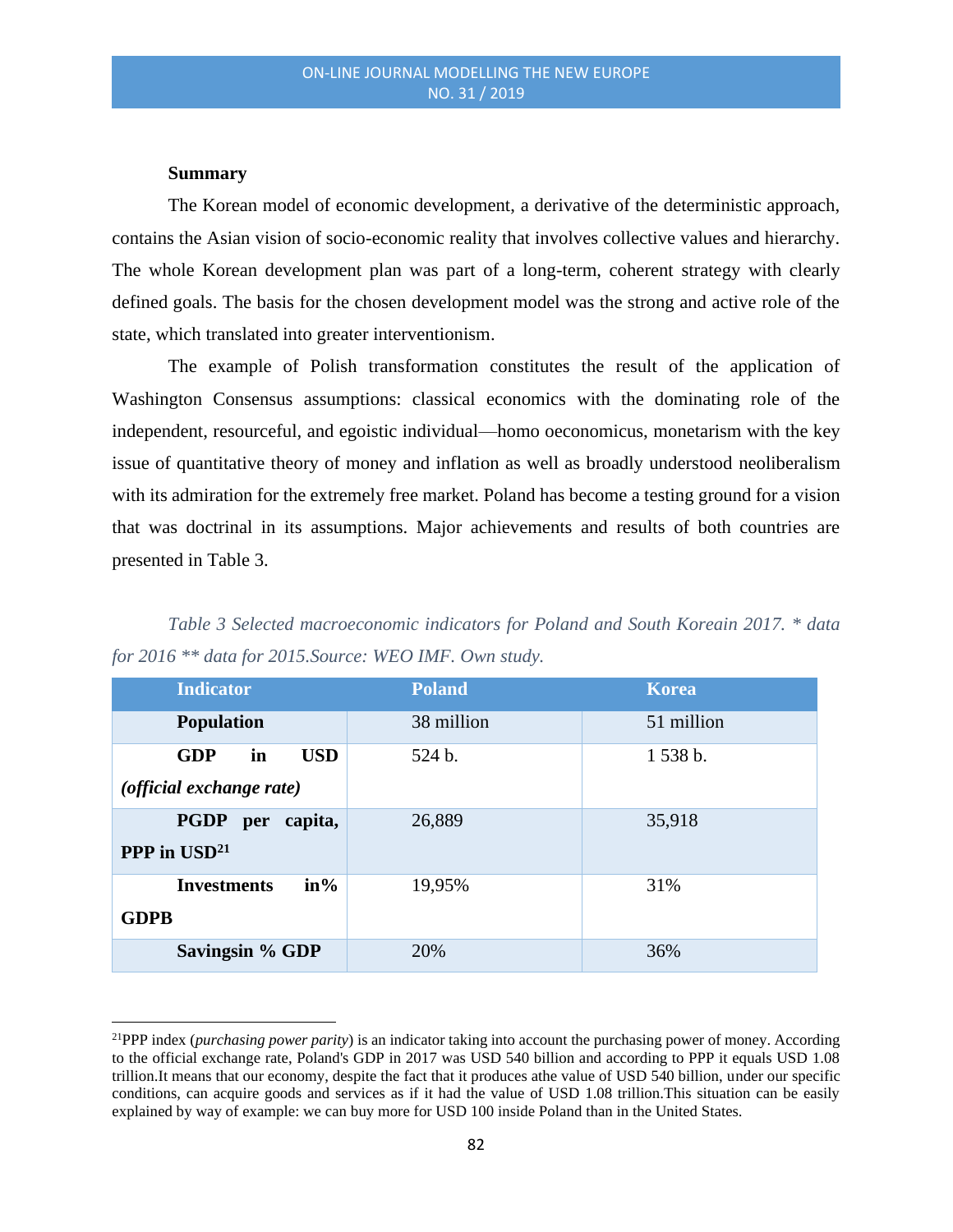**Summary**

The Korean model of economic development, a derivative of the deterministic approach, contains the Asian vision of socio-economic reality that involves collective values and hierarchy. The whole Korean development plan was part of a long-term, coherent strategy with clearly defined goals. The basis for the chosen development model was the strong and active role of the state, which translated into greater interventionism.

The example of Polish transformation constitutes the result of the application of Washington Consensus assumptions: classical economics with the dominating role of the independent, resourceful, and egoistic individual—homo oeconomicus, monetarism with the key issue of quantitative theory of money and inflation as well as broadly understood neoliberalism with its admiration for the extremely free market. Poland has become a testing ground for a vision that was doctrinal in its assumptions. Major achievements and results of both countries are presented in Table 3.

*Table 3 Selected macroeconomic indicators for Poland and South Koreain 2017. * data for 2016 ** data for 2015.Source: WEO IMF. Own study.*

| Indicator | Poland | Korea |
|---|---|---|
| **Population** | 38 million | 51 million |
| **GDP in USD** ***(official exchange rate)*** | 524 b. | 1 538 b. |
| **PGDP per capita, PPP in USD**[21] | 26,889 | 35,918 |
| **Investments in% GDPB** | 19,95% | 31% |
| **Savingsin % GDP** | 20% | 36% |

[21]PPP index (*purchasing power parity*) is an indicator taking into account the purchasing power of money. According to the official exchange rate, Poland's GDP in 2017 was USD 540 billion and according to PPP it equals USD 1.08 trillion.It means that our economy, despite the fact that it produces athe value of USD 540 billion, under our specific conditions, can acquire goods and services as if it had the value of USD 1.08 trillion.This situation can be easily explained by way of example: we can buy more for USD 100 inside Poland than in the United States.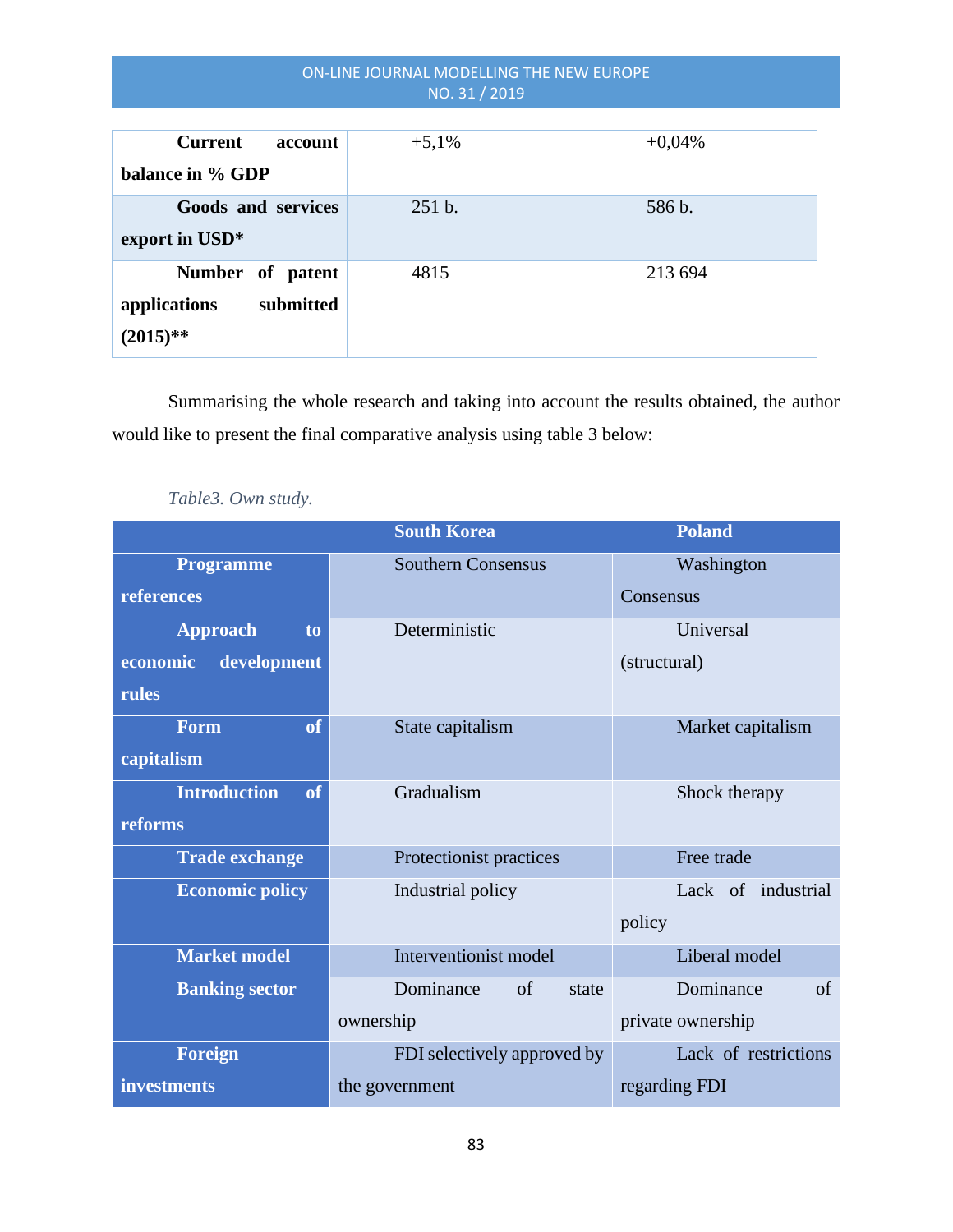| | | |
|---|---|---|
| **Current account balance in % GDP** | +5,1% | +0,04% |
| **Goods and services export in USD*** | 251 b. | 586 b. |
| **Number of patent applications submitted (2015)**** | 4815 | 213 694 |

Summarising the whole research and taking into account the results obtained, the author would like to present the final comparative analysis using table 3 below:

*Table3. Own study.*

| | South Korea | Poland |
|---|---|---|
| **Programme references** | Southern Consensus | Washington Consensus |
| **Approach to economic development rules** | Deterministic | Universal (structural) |
| **Form of capitalism** | State capitalism | Market capitalism |
| **Introduction of reforms** | Gradualism | Shock therapy |
| **Trade exchange** | Protectionist practices | Free trade |
| **Economic policy** | Industrial policy | Lack of industrial policy |
| **Market model** | Interventionist model | Liberal model |
| **Banking sector** | Dominance of state ownership | Dominance of private ownership |
| **Foreign investments** | FDI selectively approved by the government | Lack of restrictions regarding FDI |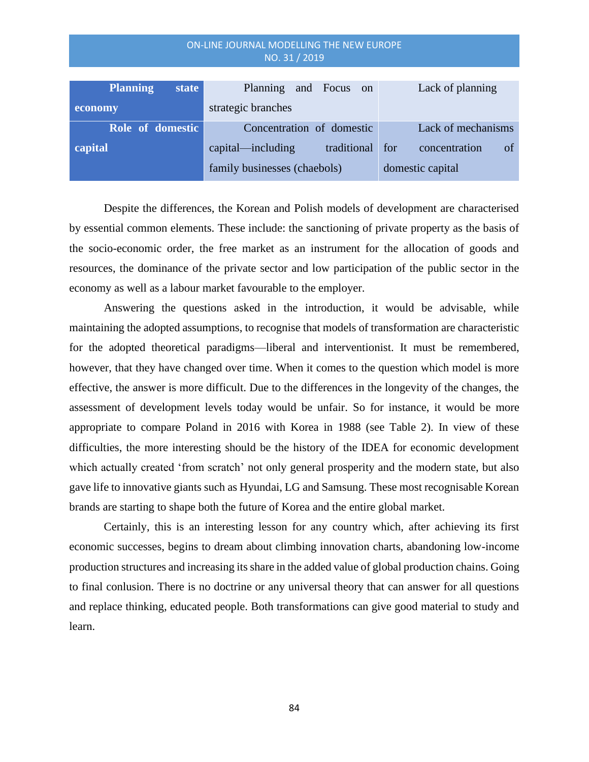| | | |
|---|---|---|
| **Planning state economy** | Planning and Focus on strategic branches | Lack of planning |
| **Role of domestic capital** | Concentration of domestic capital—including traditional family businesses (chaebols) | Lack of mechanisms for concentration of domestic capital |

Despite the differences, the Korean and Polish models of development are characterised by essential common elements. These include: the sanctioning of private property as the basis of the socio-economic order, the free market as an instrument for the allocation of goods and resources, the dominance of the private sector and low participation of the public sector in the economy as well as a labour market favourable to the employer.

Answering the questions asked in the introduction, it would be advisable, while maintaining the adopted assumptions, to recognise that models of transformation are characteristic for the adopted theoretical paradigms—liberal and interventionist. It must be remembered, however, that they have changed over time. When it comes to the question which model is more effective, the answer is more difficult. Due to the differences in the longevity of the changes, the assessment of development levels today would be unfair. So for instance, it would be more appropriate to compare Poland in 2016 with Korea in 1988 (see Table 2). In view of these difficulties, the more interesting should be the history of the IDEA for economic development which actually created 'from scratch' not only general prosperity and the modern state, but also gave life to innovative giants such as Hyundai, LG and Samsung. These most recognisable Korean brands are starting to shape both the future of Korea and the entire global market.

Certainly, this is an interesting lesson for any country which, after achieving its first economic successes, begins to dream about climbing innovation charts, abandoning low-income production structures and increasing its share in the added value of global production chains. Going to final conlusion. There is no doctrine or any universal theory that can answer for all questions and replace thinking, educated people. Both transformations can give good material to study and learn.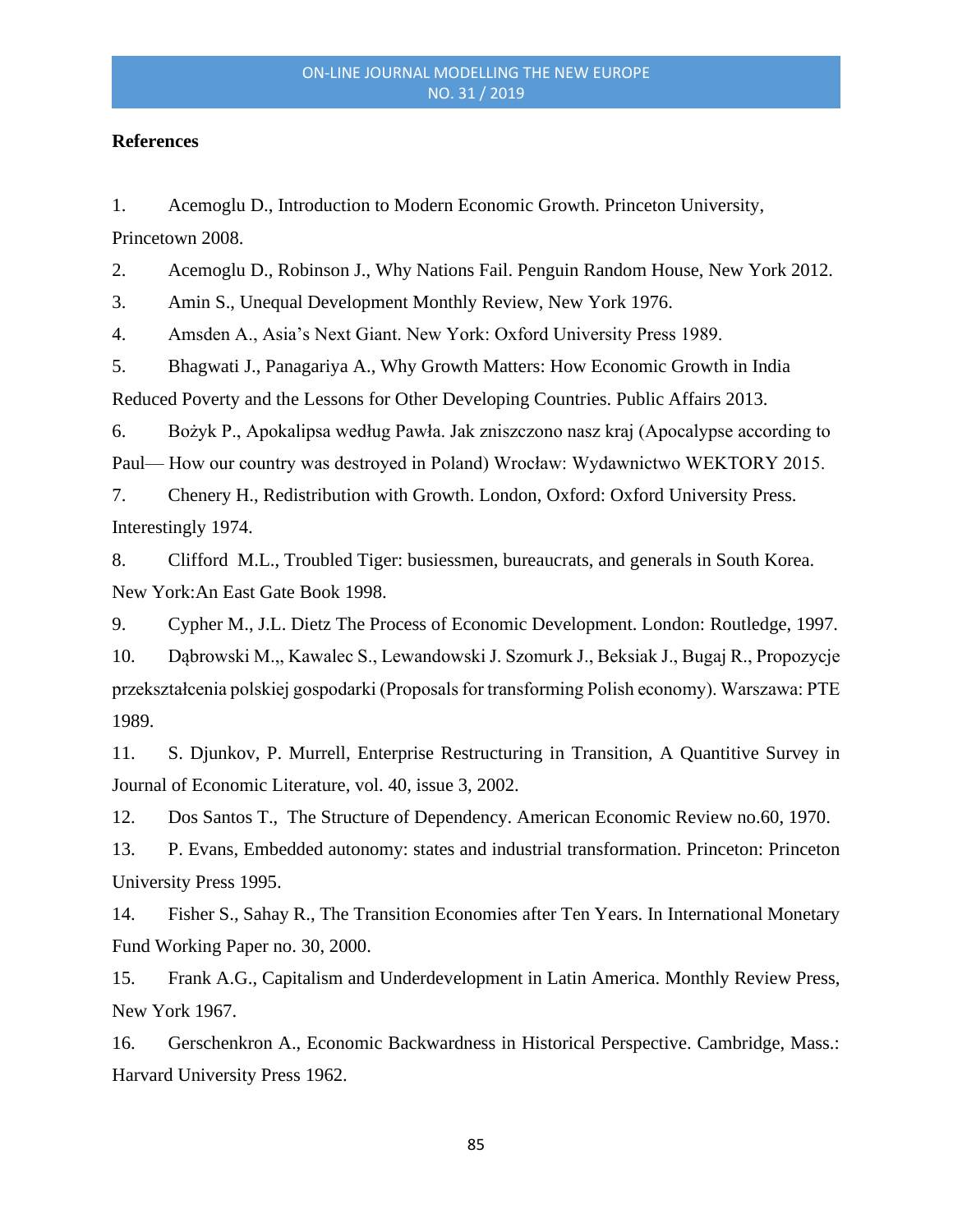**References**

1. Acemoglu D., Introduction to Modern Economic Growth. Princeton University, Princetown 2008.
2. Acemoglu D., Robinson J., Why Nations Fail. Penguin Random House, New York 2012.
3. Amin S., Unequal Development Monthly Review, New York 1976.
4. Amsden A., Asia's Next Giant. New York: Oxford University Press 1989.
5. Bhagwati J., Panagariya A., Why Growth Matters: How Economic Growth in India Reduced Poverty and the Lessons for Other Developing Countries. Public Affairs 2013.
6. Bożyk P., Apokalipsa według Pawła. Jak zniszczono nasz kraj (Apocalypse according to Paul— How our country was destroyed in Poland) Wrocław: Wydawnictwo WEKTORY 2015.
7. Chenery H., Redistribution with Growth. London, Oxford: Oxford University Press. Interestingly 1974.
8. Clifford M.L., Troubled Tiger: busiessmen, bureaucrats, and generals in South Korea. New York:An East Gate Book 1998.
9. Cypher M., J.L. Dietz The Process of Economic Development. London: Routledge, 1997.
10. Dąbrowski M.,, Kawalec S., Lewandowski J. Szomurk J., Beksiak J., Bugaj R., Propozycje przekształcenia polskiej gospodarki (Proposals for transforming Polish economy). Warszawa: PTE 1989.
11. S. Djunkov, P. Murrell, Enterprise Restructuring in Transition, A Quantitive Survey in Journal of Economic Literature, vol. 40, issue 3, 2002.
12. Dos Santos T., The Structure of Dependency. American Economic Review no.60, 1970.
13. P. Evans, Embedded autonomy: states and industrial transformation. Princeton: Princeton University Press 1995.
14. Fisher S., Sahay R., The Transition Economies after Ten Years. In International Monetary Fund Working Paper no. 30, 2000.
15. Frank A.G., Capitalism and Underdevelopment in Latin America. Monthly Review Press, New York 1967.
16. Gerschenkron A., Economic Backwardness in Historical Perspective. Cambridge, Mass.: Harvard University Press 1962.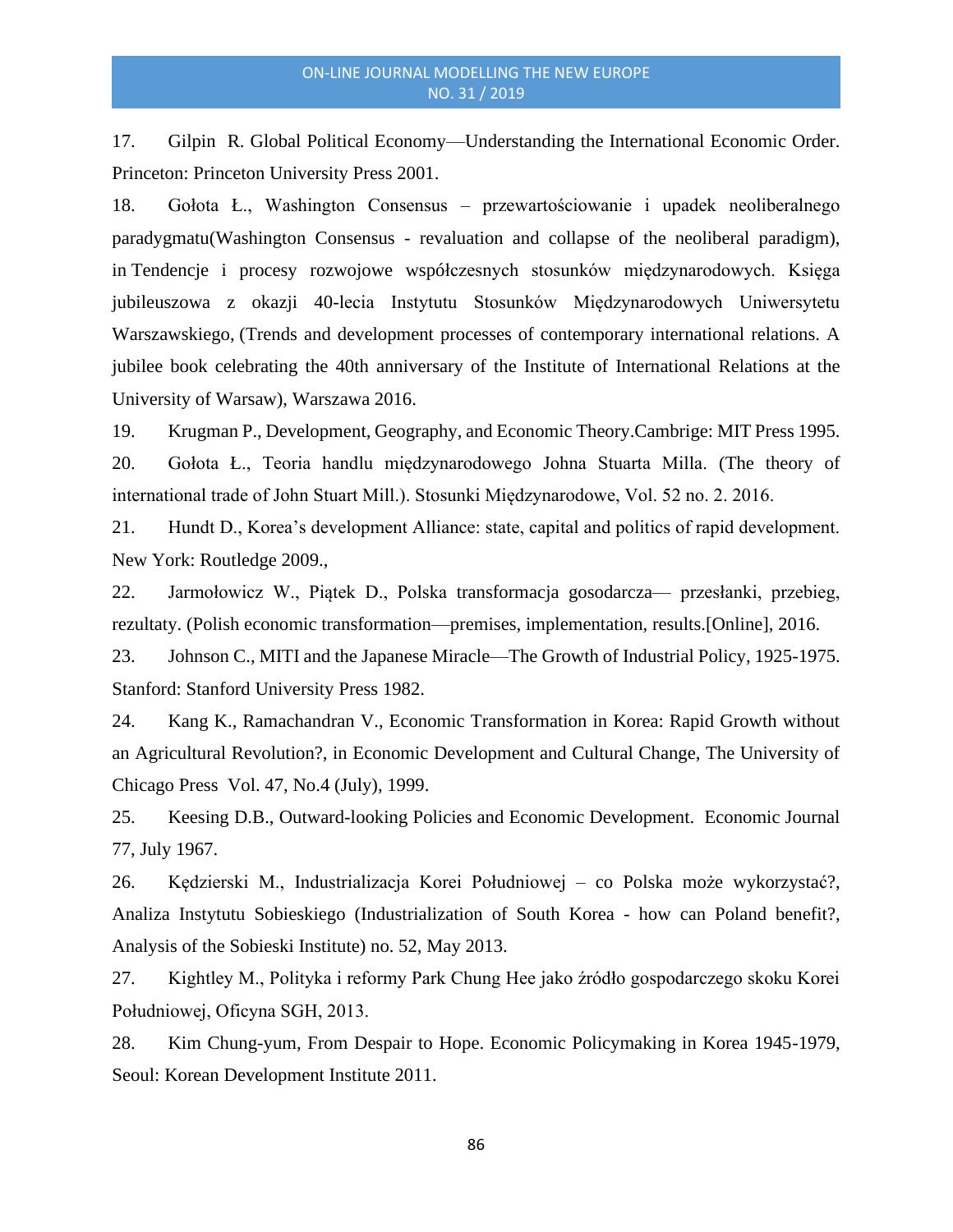17. Gilpin R. Global Political Economy—Understanding the International Economic Order. Princeton: Princeton University Press 2001.

18. Gołota Ł., Washington Consensus – przewartościowanie i upadek neoliberalnego paradygmatu(Washington Consensus - revaluation and collapse of the neoliberal paradigm), in Tendencje i procesy rozwojowe współczesnych stosunków międzynarodowych. Księga jubileuszowa z okazji 40-lecia Instytutu Stosunków Międzynarodowych Uniwersytetu Warszawskiego, (Trends and development processes of contemporary international relations. A jubilee book celebrating the 40th anniversary of the Institute of International Relations at the University of Warsaw), Warszawa 2016.

19. Krugman P., Development, Geography, and Economic Theory.Cambrige: MIT Press 1995.

20. Gołota Ł., Teoria handlu międzynarodowego Johna Stuarta Milla. (The theory of international trade of John Stuart Mill.). Stosunki Międzynarodowe, Vol. 52 no. 2. 2016.

21. Hundt D., Korea's development Alliance: state, capital and politics of rapid development. New York: Routledge 2009.,

22. Jarmołowicz W., Piątek D., Polska transformacja gosodarcza— przesłanki, przebieg, rezultaty. (Polish economic transformation—premises, implementation, results.[Online], 2016.

23. Johnson C., MITI and the Japanese Miracle—The Growth of Industrial Policy, 1925-1975. Stanford: Stanford University Press 1982.

24. Kang K., Ramachandran V., Economic Transformation in Korea: Rapid Growth without an Agricultural Revolution?, in Economic Development and Cultural Change, The University of Chicago Press Vol. 47, No.4 (July), 1999.

25. Keesing D.B., Outward-looking Policies and Economic Development. Economic Journal 77, July 1967.

26. Kędzierski M., Industrializacja Korei Południowej – co Polska może wykorzystać?, Analiza Instytutu Sobieskiego (Industrialization of South Korea - how can Poland benefit?, Analysis of the Sobieski Institute) no. 52, May 2013.

27. Kightley M., Polityka i reformy Park Chung Hee jako źródło gospodarczego skoku Korei Południowej, Oficyna SGH, 2013.

28. Kim Chung-yum, From Despair to Hope. Economic Policymaking in Korea 1945-1979, Seoul: Korean Development Institute 2011.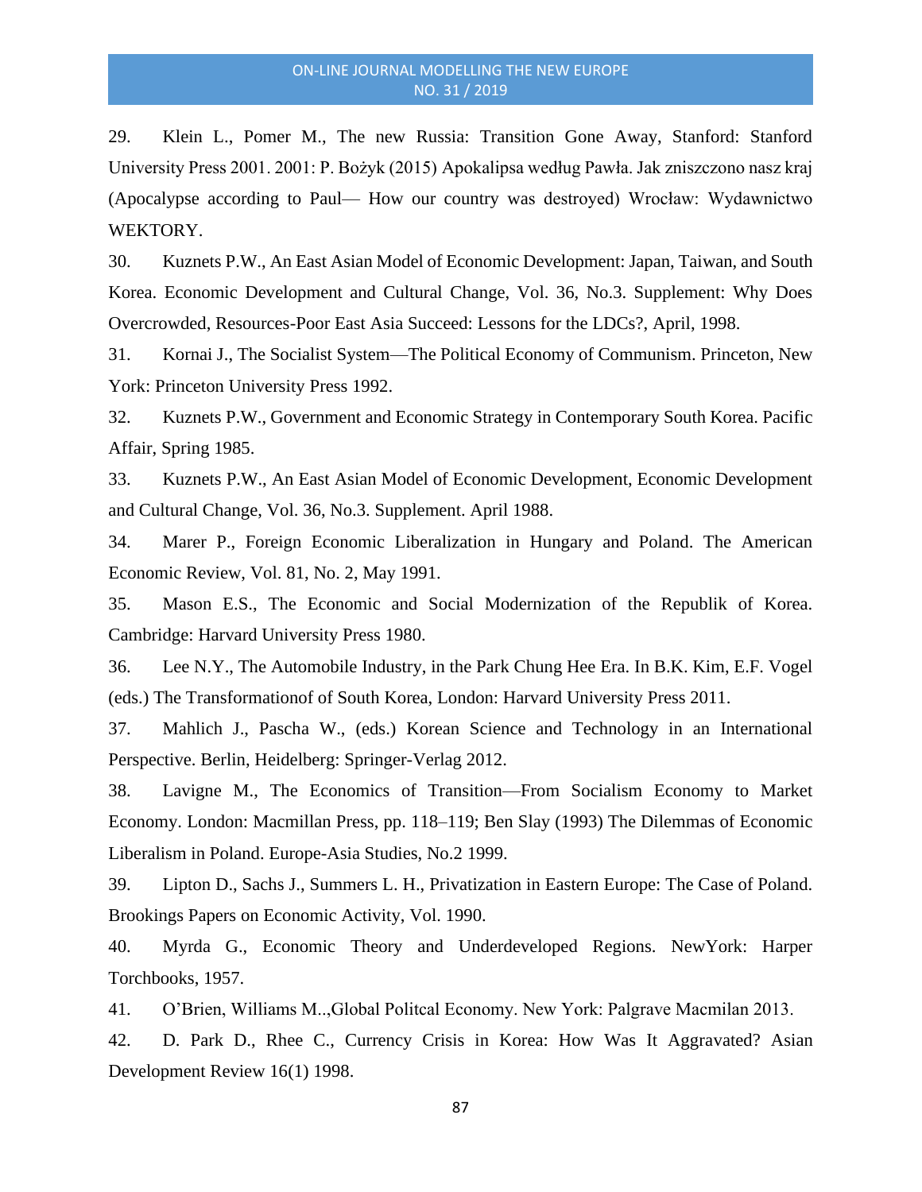29. Klein L., Pomer M., The new Russia: Transition Gone Away, Stanford: Stanford University Press 2001. 2001: P. Bożyk (2015) Apokalipsa według Pawła. Jak zniszczono nasz kraj (Apocalypse according to Paul— How our country was destroyed) Wrocław: Wydawnictwo WEKTORY.

30. Kuznets P.W., An East Asian Model of Economic Development: Japan, Taiwan, and South Korea. Economic Development and Cultural Change, Vol. 36, No.3. Supplement: Why Does Overcrowded, Resources-Poor East Asia Succeed: Lessons for the LDCs?, April, 1998.

31. Kornai J., The Socialist System—The Political Economy of Communism. Princeton, New York: Princeton University Press 1992.

32. Kuznets P.W., Government and Economic Strategy in Contemporary South Korea. Pacific Affair, Spring 1985.

33. Kuznets P.W., An East Asian Model of Economic Development, Economic Development and Cultural Change, Vol. 36, No.3. Supplement. April 1988.

34. Marer P., Foreign Economic Liberalization in Hungary and Poland. The American Economic Review, Vol. 81, No. 2, May 1991.

35. Mason E.S., The Economic and Social Modernization of the Republik of Korea. Cambridge: Harvard University Press 1980.

36. Lee N.Y., The Automobile Industry, in the Park Chung Hee Era. In B.K. Kim, E.F. Vogel (eds.) The Transformationof of South Korea, London: Harvard University Press 2011.

37. Mahlich J., Pascha W., (eds.) Korean Science and Technology in an International Perspective. Berlin, Heidelberg: Springer-Verlag 2012.

38. Lavigne M., The Economics of Transition—From Socialism Economy to Market Economy. London: Macmillan Press, pp. 118–119; Ben Slay (1993) The Dilemmas of Economic Liberalism in Poland. Europe-Asia Studies, No.2 1999.

39. Lipton D., Sachs J., Summers L. H., Privatization in Eastern Europe: The Case of Poland. Brookings Papers on Economic Activity, Vol. 1990.

40. Myrda G., Economic Theory and Underdeveloped Regions. NewYork: Harper Torchbooks, 1957.

41. O'Brien, Williams M..,Global Politcal Economy. New York: Palgrave Macmilan 2013.

42. D. Park D., Rhee C., Currency Crisis in Korea: How Was It Aggravated? Asian Development Review 16(1) 1998.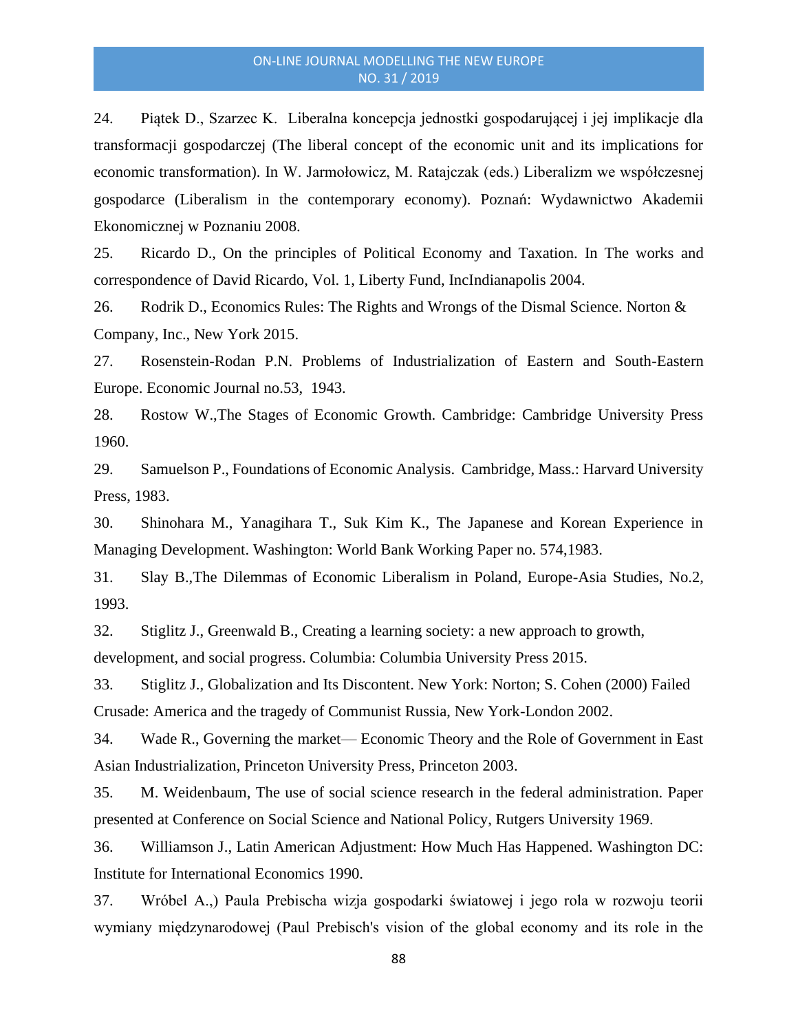24. Piątek D., Szarzec K. Liberalna koncepcja jednostki gospodarującej i jej implikacje dla transformacji gospodarczej (The liberal concept of the economic unit and its implications for economic transformation). In W. Jarmołowicz, M. Ratajczak (eds.) Liberalizm we współczesnej gospodarce (Liberalism in the contemporary economy). Poznań: Wydawnictwo Akademii Ekonomicznej w Poznaniu 2008.

25. Ricardo D., On the principles of Political Economy and Taxation. In The works and correspondence of David Ricardo, Vol. 1, Liberty Fund, IncIndianapolis 2004.

26. Rodrik D., Economics Rules: The Rights and Wrongs of the Dismal Science. Norton & Company, Inc., New York 2015.

27. Rosenstein-Rodan P.N. Problems of Industrialization of Eastern and South-Eastern Europe. Economic Journal no.53, 1943.

28. Rostow W.,The Stages of Economic Growth. Cambridge: Cambridge University Press 1960.

29. Samuelson P., Foundations of Economic Analysis. Cambridge, Mass.: Harvard University Press, 1983.

30. Shinohara M., Yanagihara T., Suk Kim K., The Japanese and Korean Experience in Managing Development. Washington: World Bank Working Paper no. 574,1983.

31. Slay B.,The Dilemmas of Economic Liberalism in Poland, Europe-Asia Studies, No.2, 1993.

32. Stiglitz J., Greenwald B., Creating a learning society: a new approach to growth, development, and social progress. Columbia: Columbia University Press 2015.

33. Stiglitz J., Globalization and Its Discontent. New York: Norton; S. Cohen (2000) Failed Crusade: America and the tragedy of Communist Russia, New York-London 2002.

34. Wade R., Governing the market— Economic Theory and the Role of Government in East Asian Industrialization, Princeton University Press, Princeton 2003.

35. M. Weidenbaum, The use of social science research in the federal administration. Paper presented at Conference on Social Science and National Policy, Rutgers University 1969.

36. Williamson J., Latin American Adjustment: How Much Has Happened. Washington DC: Institute for International Economics 1990.

37. Wróbel A.,) Paula Prebischa wizja gospodarki światowej i jego rola w rozwoju teorii wymiany międzynarodowej (Paul Prebisch's vision of the global economy and its role in the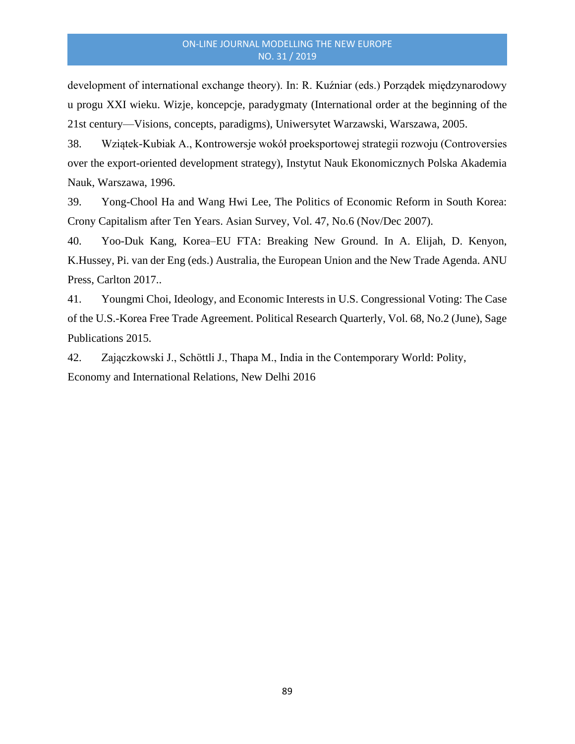development of international exchange theory). In: R. Kuźniar (eds.) Porządek międzynarodowy u progu XXI wieku. Wizje, koncepcje, paradygmaty (International order at the beginning of the 21st century—Visions, concepts, paradigms), Uniwersytet Warzawski, Warszawa, 2005.

38. Wziątek-Kubiak A., Kontrowersje wokół proeksportowej strategii rozwoju (Controversies over the export-oriented development strategy), Instytut Nauk Ekonomicznych Polska Akademia Nauk, Warszawa, 1996.

39. Yong-Chool Ha and Wang Hwi Lee, The Politics of Economic Reform in South Korea: Crony Capitalism after Ten Years. Asian Survey, Vol. 47, No.6 (Nov/Dec 2007).

40. Yoo-Duk Kang, Korea–EU FTA: Breaking New Ground. In A. Elijah, D. Kenyon, K.Hussey, Pi. van der Eng (eds.) Australia, the European Union and the New Trade Agenda. ANU Press, Carlton 2017..

41. Youngmi Choi, Ideology, and Economic Interests in U.S. Congressional Voting: The Case of the U.S.-Korea Free Trade Agreement. Political Research Quarterly, Vol. 68, No.2 (June), Sage Publications 2015.

42. Zajączkowski J., Schöttli J., Thapa M., India in the Contemporary World: Polity, Economy and International Relations, New Delhi 2016